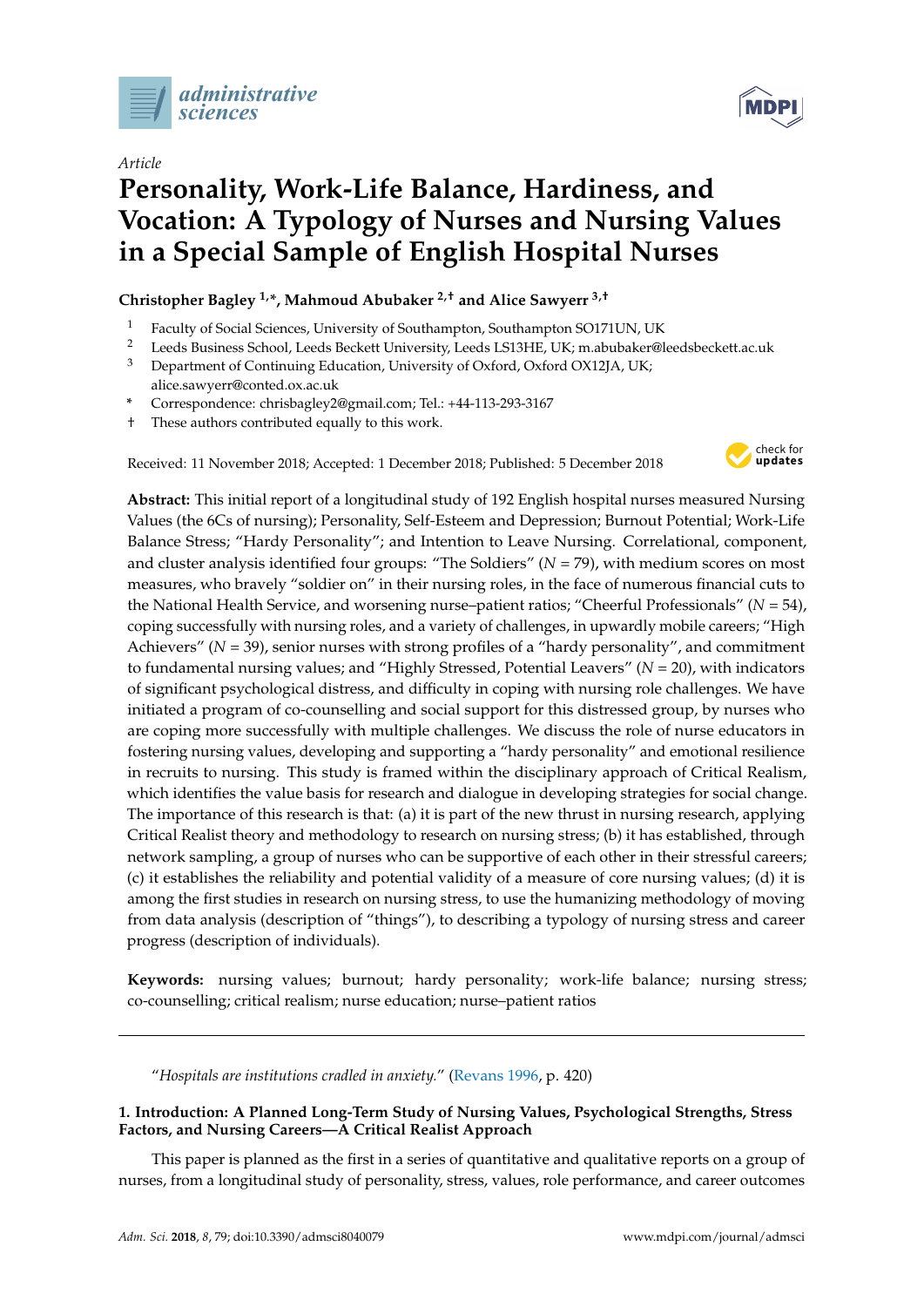*Article*

# Personality, Work-Life Balance, Hardiness, and Vocation: A Typology of Nurses and Nursing Values in a Special Sample of English Hospital Nurses

**Christopher Bagley [1,*], Mahmoud Abubaker [2,†] and Alice Sawyerr [3,†]**

1. Faculty of Social Sciences, University of Southampton, Southampton SO171UN, UK
2. Leeds Business School, Leeds Beckett University, Leeds LS13HE, UK; m.abubaker@leedsbeckett.ac.uk
3. Department of Continuing Education, University of Oxford, Oxford OX12JA, UK; alice.sawyerr@conted.ox.ac.uk

\* Correspondence: chrisbagley2@gmail.com; Tel.: +44-113-293-3167

† These authors contributed equally to this work.

Received: 11 November 2018; Accepted: 1 December 2018; Published: 5 December 2018

**Abstract:** This initial report of a longitudinal study of 192 English hospital nurses measured Nursing Values (the 6Cs of nursing); Personality, Self-Esteem and Depression; Burnout Potential; Work-Life Balance Stress; "Hardy Personality"; and Intention to Leave Nursing. Correlational, component, and cluster analysis identified four groups: "The Soldiers" (*N* = 79), with medium scores on most measures, who bravely "soldier on" in their nursing roles, in the face of numerous financial cuts to the National Health Service, and worsening nurse–patient ratios; "Cheerful Professionals" (*N* = 54), coping successfully with nursing roles, and a variety of challenges, in upwardly mobile careers; "High Achievers" (*N* = 39), senior nurses with strong profiles of a "hardy personality", and commitment to fundamental nursing values; and "Highly Stressed, Potential Leavers" (*N* = 20), with indicators of significant psychological distress, and difficulty in coping with nursing role challenges. We have initiated a program of co-counselling and social support for this distressed group, by nurses who are coping more successfully with multiple challenges. We discuss the role of nurse educators in fostering nursing values, developing and supporting a "hardy personality" and emotional resilience in recruits to nursing. This study is framed within the disciplinary approach of Critical Realism, which identifies the value basis for research and dialogue in developing strategies for social change. The importance of this research is that: (a) it is part of the new thrust in nursing research, applying Critical Realist theory and methodology to research on nursing stress; (b) it has established, through network sampling, a group of nurses who can be supportive of each other in their stressful careers; (c) it establishes the reliability and potential validity of a measure of core nursing values; (d) it is among the first studies in research on nursing stress, to use the humanizing methodology of moving from data analysis (description of "things"), to describing a typology of nursing stress and career progress (description of individuals).

**Keywords:** nursing values; burnout; hardy personality; work-life balance; nursing stress; co-counselling; critical realism; nurse education; nurse–patient ratios

---

"*Hospitals are institutions cradled in anxiety.*" (Revans 1996, p. 420)

## 1. Introduction: A Planned Long-Term Study of Nursing Values, Psychological Strengths, Stress Factors, and Nursing Careers—A Critical Realist Approach

This paper is planned as the first in a series of quantitative and qualitative reports on a group of nurses, from a longitudinal study of personality, stress, values, role performance, and career outcomes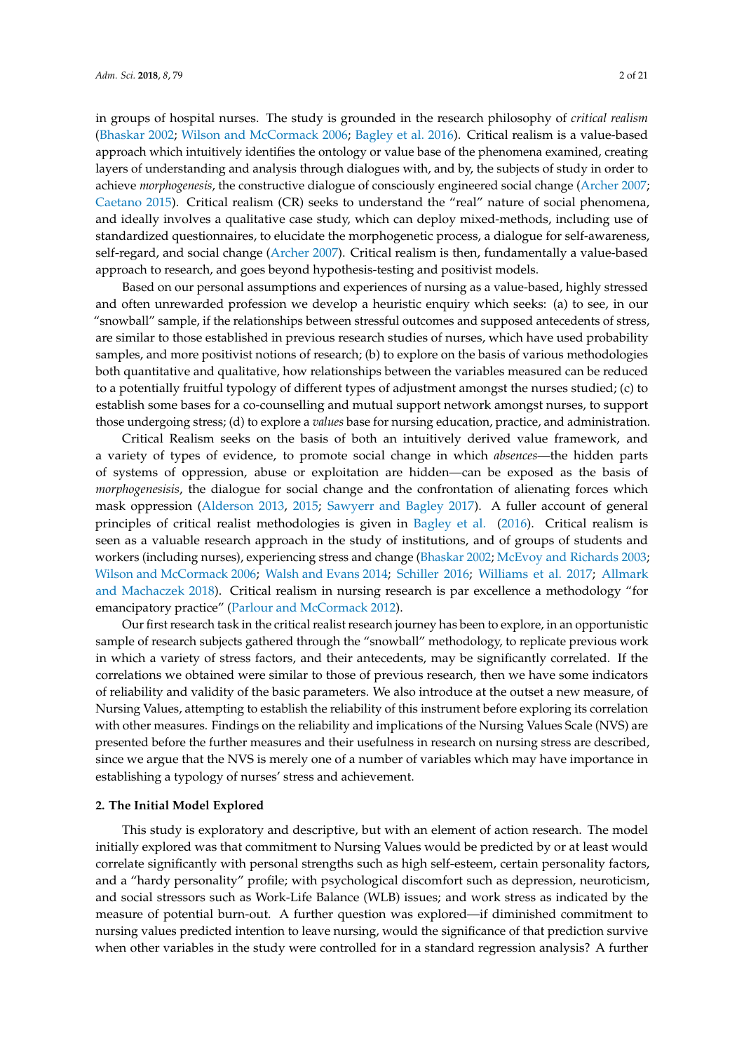in groups of hospital nurses. The study is grounded in the research philosophy of *critical realism* (Bhaskar 2002; Wilson and McCormack 2006; Bagley et al. 2016). Critical realism is a value-based approach which intuitively identifies the ontology or value base of the phenomena examined, creating layers of understanding and analysis through dialogues with, and by, the subjects of study in order to achieve *morphogenesis*, the constructive dialogue of consciously engineered social change (Archer 2007; Caetano 2015). Critical realism (CR) seeks to understand the "real" nature of social phenomena, and ideally involves a qualitative case study, which can deploy mixed-methods, including use of standardized questionnaires, to elucidate the morphogenetic process, a dialogue for self-awareness, self-regard, and social change (Archer 2007). Critical realism is then, fundamentally a value-based approach to research, and goes beyond hypothesis-testing and positivist models.

Based on our personal assumptions and experiences of nursing as a value-based, highly stressed and often unrewarded profession we develop a heuristic enquiry which seeks: (a) to see, in our "snowball" sample, if the relationships between stressful outcomes and supposed antecedents of stress, are similar to those established in previous research studies of nurses, which have used probability samples, and more positivist notions of research; (b) to explore on the basis of various methodologies both quantitative and qualitative, how relationships between the variables measured can be reduced to a potentially fruitful typology of different types of adjustment amongst the nurses studied; (c) to establish some bases for a co-counselling and mutual support network amongst nurses, to support those undergoing stress; (d) to explore a *values* base for nursing education, practice, and administration.

Critical Realism seeks on the basis of both an intuitively derived value framework, and a variety of types of evidence, to promote social change in which *absences*—the hidden parts of systems of oppression, abuse or exploitation are hidden—can be exposed as the basis of *morphogenesisis*, the dialogue for social change and the confrontation of alienating forces which mask oppression (Alderson 2013, 2015; Sawyerr and Bagley 2017). A fuller account of general principles of critical realist methodologies is given in Bagley et al. (2016). Critical realism is seen as a valuable research approach in the study of institutions, and of groups of students and workers (including nurses), experiencing stress and change (Bhaskar 2002; McEvoy and Richards 2003; Wilson and McCormack 2006; Walsh and Evans 2014; Schiller 2016; Williams et al. 2017; Allmark and Machaczek 2018). Critical realism in nursing research is par excellence a methodology "for emancipatory practice" (Parlour and McCormack 2012).

Our first research task in the critical realist research journey has been to explore, in an opportunistic sample of research subjects gathered through the "snowball" methodology, to replicate previous work in which a variety of stress factors, and their antecedents, may be significantly correlated. If the correlations we obtained were similar to those of previous research, then we have some indicators of reliability and validity of the basic parameters. We also introduce at the outset a new measure, of Nursing Values, attempting to establish the reliability of this instrument before exploring its correlation with other measures. Findings on the reliability and implications of the Nursing Values Scale (NVS) are presented before the further measures and their usefulness in research on nursing stress are described, since we argue that the NVS is merely one of a number of variables which may have importance in establishing a typology of nurses' stress and achievement.

## 2. The Initial Model Explored

This study is exploratory and descriptive, but with an element of action research. The model initially explored was that commitment to Nursing Values would be predicted by or at least would correlate significantly with personal strengths such as high self-esteem, certain personality factors, and a "hardy personality" profile; with psychological discomfort such as depression, neuroticism, and social stressors such as Work-Life Balance (WLB) issues; and work stress as indicated by the measure of potential burn-out. A further question was explored—if diminished commitment to nursing values predicted intention to leave nursing, would the significance of that prediction survive when other variables in the study were controlled for in a standard regression analysis? A further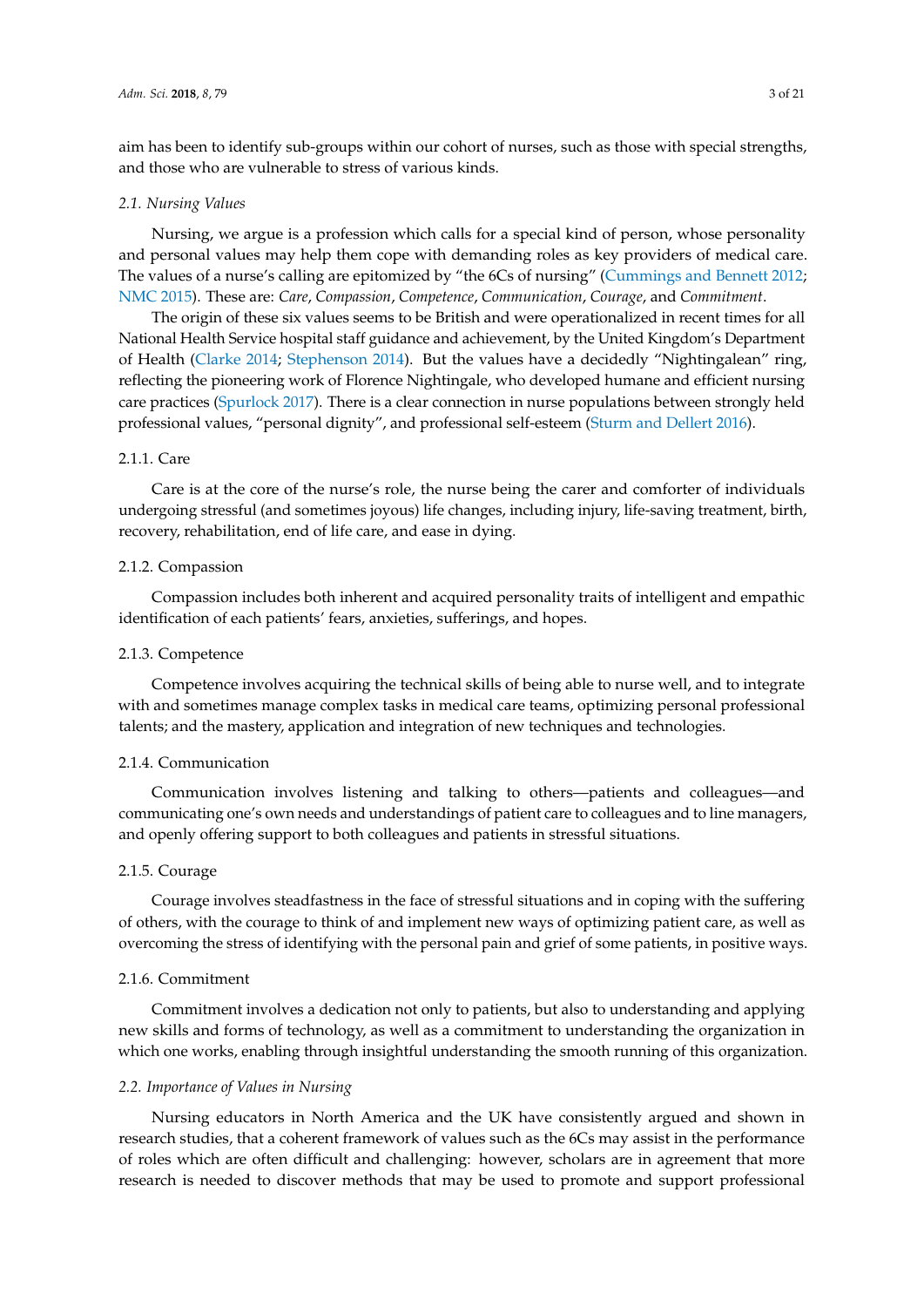aim has been to identify sub-groups within our cohort of nurses, such as those with special strengths, and those who are vulnerable to stress of various kinds.

### 2.1. Nursing Values

Nursing, we argue is a profession which calls for a special kind of person, whose personality and personal values may help them cope with demanding roles as key providers of medical care. The values of a nurse's calling are epitomized by "the 6Cs of nursing" (Cummings and Bennett 2012; NMC 2015). These are: *Care*, *Compassion*, *Competence*, *Communication*, *Courage*, and *Commitment*.

The origin of these six values seems to be British and were operationalized in recent times for all National Health Service hospital staff guidance and achievement, by the United Kingdom's Department of Health (Clarke 2014; Stephenson 2014). But the values have a decidedly "Nightingalean" ring, reflecting the pioneering work of Florence Nightingale, who developed humane and efficient nursing care practices (Spurlock 2017). There is a clear connection in nurse populations between strongly held professional values, "personal dignity", and professional self-esteem (Sturm and Dellert 2016).

#### 2.1.1. Care

Care is at the core of the nurse's role, the nurse being the carer and comforter of individuals undergoing stressful (and sometimes joyous) life changes, including injury, life-saving treatment, birth, recovery, rehabilitation, end of life care, and ease in dying.

#### 2.1.2. Compassion

Compassion includes both inherent and acquired personality traits of intelligent and empathic identification of each patients' fears, anxieties, sufferings, and hopes.

#### 2.1.3. Competence

Competence involves acquiring the technical skills of being able to nurse well, and to integrate with and sometimes manage complex tasks in medical care teams, optimizing personal professional talents; and the mastery, application and integration of new techniques and technologies.

#### 2.1.4. Communication

Communication involves listening and talking to others—patients and colleagues—and communicating one's own needs and understandings of patient care to colleagues and to line managers, and openly offering support to both colleagues and patients in stressful situations.

#### 2.1.5. Courage

Courage involves steadfastness in the face of stressful situations and in coping with the suffering of others, with the courage to think of and implement new ways of optimizing patient care, as well as overcoming the stress of identifying with the personal pain and grief of some patients, in positive ways.

#### 2.1.6. Commitment

Commitment involves a dedication not only to patients, but also to understanding and applying new skills and forms of technology, as well as a commitment to understanding the organization in which one works, enabling through insightful understanding the smooth running of this organization.

### 2.2. Importance of Values in Nursing

Nursing educators in North America and the UK have consistently argued and shown in research studies, that a coherent framework of values such as the 6Cs may assist in the performance of roles which are often difficult and challenging: however, scholars are in agreement that more research is needed to discover methods that may be used to promote and support professional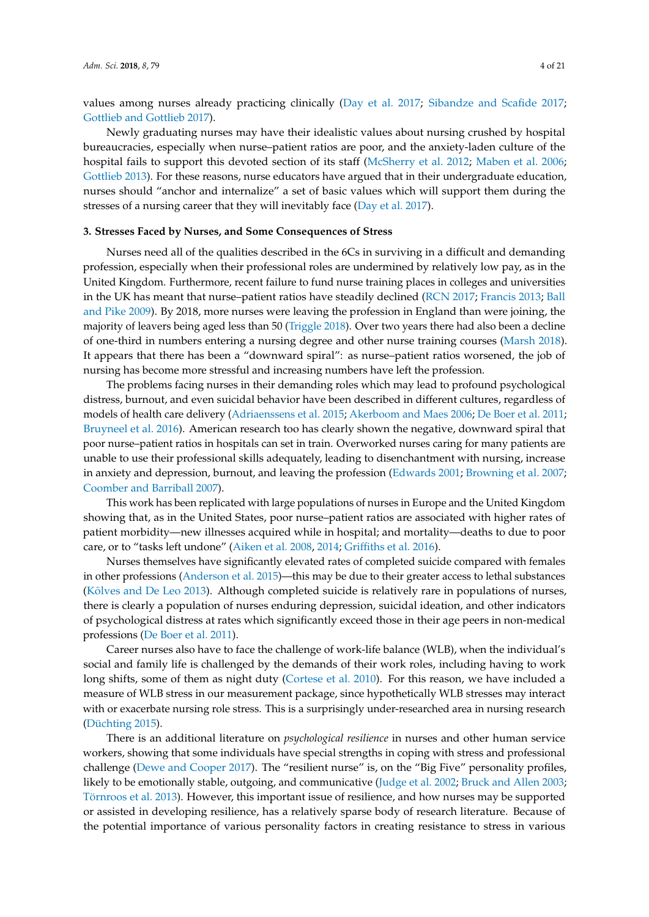values among nurses already practicing clinically (Day et al. 2017; Sibandze and Scafide 2017; Gottlieb and Gottlieb 2017).

Newly graduating nurses may have their idealistic values about nursing crushed by hospital bureaucracies, especially when nurse–patient ratios are poor, and the anxiety-laden culture of the hospital fails to support this devoted section of its staff (McSherry et al. 2012; Maben et al. 2006; Gottlieb 2013). For these reasons, nurse educators have argued that in their undergraduate education, nurses should "anchor and internalize" a set of basic values which will support them during the stresses of a nursing career that they will inevitably face (Day et al. 2017).

### 3. Stresses Faced by Nurses, and Some Consequences of Stress

Nurses need all of the qualities described in the 6Cs in surviving in a difficult and demanding profession, especially when their professional roles are undermined by relatively low pay, as in the United Kingdom. Furthermore, recent failure to fund nurse training places in colleges and universities in the UK has meant that nurse–patient ratios have steadily declined (RCN 2017; Francis 2013; Ball and Pike 2009). By 2018, more nurses were leaving the profession in England than were joining, the majority of leavers being aged less than 50 (Triggle 2018). Over two years there had also been a decline of one-third in numbers entering a nursing degree and other nurse training courses (Marsh 2018). It appears that there has been a "downward spiral": as nurse–patient ratios worsened, the job of nursing has become more stressful and increasing numbers have left the profession.

The problems facing nurses in their demanding roles which may lead to profound psychological distress, burnout, and even suicidal behavior have been described in different cultures, regardless of models of health care delivery (Adriaenssens et al. 2015; Akerboom and Maes 2006; De Boer et al. 2011; Bruyneel et al. 2016). American research too has clearly shown the negative, downward spiral that poor nurse–patient ratios in hospitals can set in train. Overworked nurses caring for many patients are unable to use their professional skills adequately, leading to disenchantment with nursing, increase in anxiety and depression, burnout, and leaving the profession (Edwards 2001; Browning et al. 2007; Coomber and Barriball 2007).

This work has been replicated with large populations of nurses in Europe and the United Kingdom showing that, as in the United States, poor nurse–patient ratios are associated with higher rates of patient morbidity—new illnesses acquired while in hospital; and mortality—deaths to due to poor care, or to "tasks left undone" (Aiken et al. 2008, 2014; Griffiths et al. 2016).

Nurses themselves have significantly elevated rates of completed suicide compared with females in other professions (Anderson et al. 2015)—this may be due to their greater access to lethal substances (Kõlves and De Leo 2013). Although completed suicide is relatively rare in populations of nurses, there is clearly a population of nurses enduring depression, suicidal ideation, and other indicators of psychological distress at rates which significantly exceed those in their age peers in non-medical professions (De Boer et al. 2011).

Career nurses also have to face the challenge of work-life balance (WLB), when the individual's social and family life is challenged by the demands of their work roles, including having to work long shifts, some of them as night duty (Cortese et al. 2010). For this reason, we have included a measure of WLB stress in our measurement package, since hypothetically WLB stresses may interact with or exacerbate nursing role stress. This is a surprisingly under-researched area in nursing research (Düchting 2015).

There is an additional literature on *psychological resilience* in nurses and other human service workers, showing that some individuals have special strengths in coping with stress and professional challenge (Dewe and Cooper 2017). The "resilient nurse" is, on the "Big Five" personality profiles, likely to be emotionally stable, outgoing, and communicative (Judge et al. 2002; Bruck and Allen 2003; Törnroos et al. 2013). However, this important issue of resilience, and how nurses may be supported or assisted in developing resilience, has a relatively sparse body of research literature. Because of the potential importance of various personality factors in creating resistance to stress in various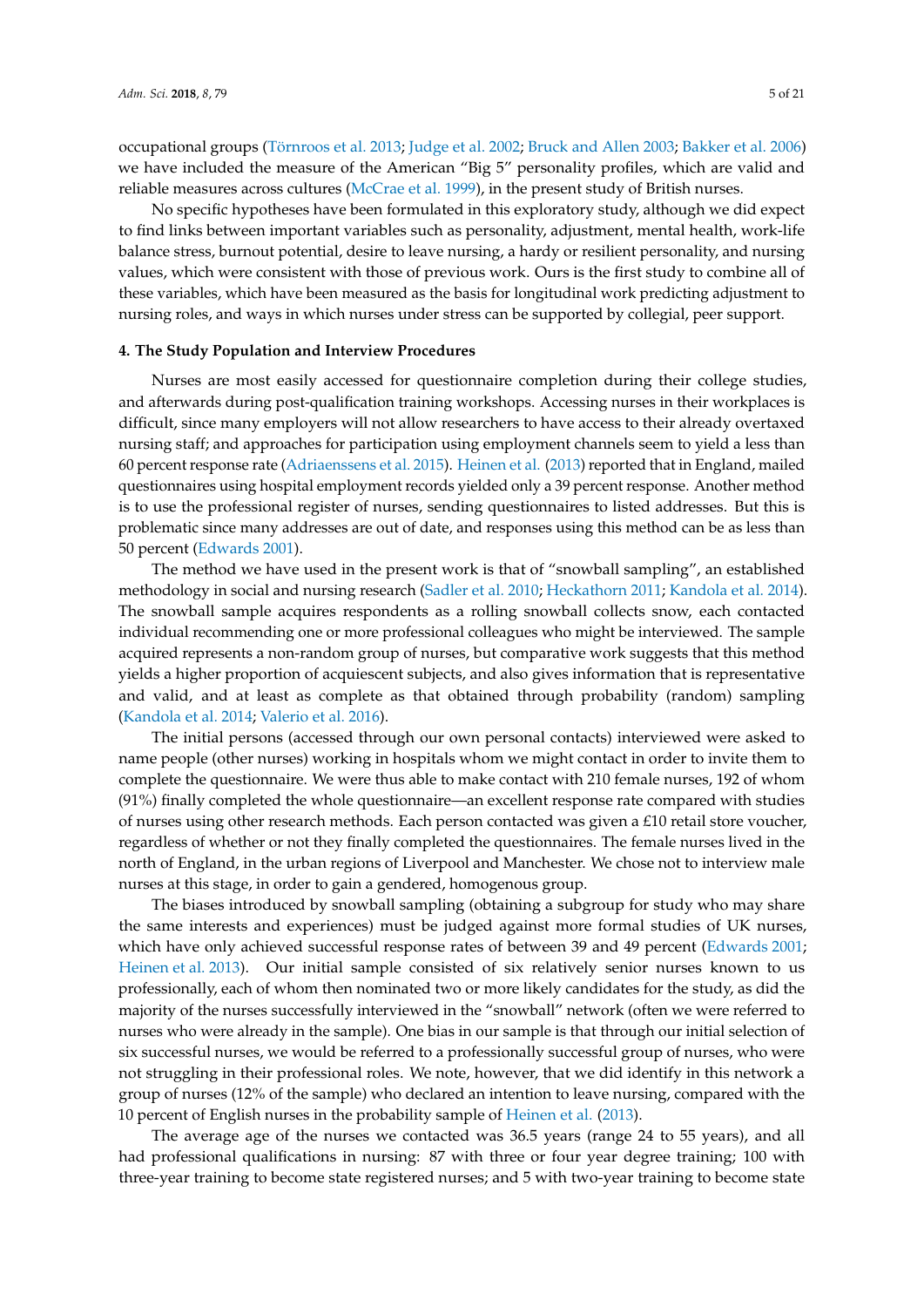occupational groups (Törnroos et al. 2013; Judge et al. 2002; Bruck and Allen 2003; Bakker et al. 2006) we have included the measure of the American "Big 5" personality profiles, which are valid and reliable measures across cultures (McCrae et al. 1999), in the present study of British nurses.

No specific hypotheses have been formulated in this exploratory study, although we did expect to find links between important variables such as personality, adjustment, mental health, work-life balance stress, burnout potential, desire to leave nursing, a hardy or resilient personality, and nursing values, which were consistent with those of previous work. Ours is the first study to combine all of these variables, which have been measured as the basis for longitudinal work predicting adjustment to nursing roles, and ways in which nurses under stress can be supported by collegial, peer support.

## 4. The Study Population and Interview Procedures

Nurses are most easily accessed for questionnaire completion during their college studies, and afterwards during post-qualification training workshops. Accessing nurses in their workplaces is difficult, since many employers will not allow researchers to have access to their already overtaxed nursing staff; and approaches for participation using employment channels seem to yield a less than 60 percent response rate (Adriaenssens et al. 2015). Heinen et al. (2013) reported that in England, mailed questionnaires using hospital employment records yielded only a 39 percent response. Another method is to use the professional register of nurses, sending questionnaires to listed addresses. But this is problematic since many addresses are out of date, and responses using this method can be as less than 50 percent (Edwards 2001).

The method we have used in the present work is that of "snowball sampling", an established methodology in social and nursing research (Sadler et al. 2010; Heckathorn 2011; Kandola et al. 2014). The snowball sample acquires respondents as a rolling snowball collects snow, each contacted individual recommending one or more professional colleagues who might be interviewed. The sample acquired represents a non-random group of nurses, but comparative work suggests that this method yields a higher proportion of acquiescent subjects, and also gives information that is representative and valid, and at least as complete as that obtained through probability (random) sampling (Kandola et al. 2014; Valerio et al. 2016).

The initial persons (accessed through our own personal contacts) interviewed were asked to name people (other nurses) working in hospitals whom we might contact in order to invite them to complete the questionnaire. We were thus able to make contact with 210 female nurses, 192 of whom (91%) finally completed the whole questionnaire—an excellent response rate compared with studies of nurses using other research methods. Each person contacted was given a £10 retail store voucher, regardless of whether or not they finally completed the questionnaires. The female nurses lived in the north of England, in the urban regions of Liverpool and Manchester. We chose not to interview male nurses at this stage, in order to gain a gendered, homogenous group.

The biases introduced by snowball sampling (obtaining a subgroup for study who may share the same interests and experiences) must be judged against more formal studies of UK nurses, which have only achieved successful response rates of between 39 and 49 percent (Edwards 2001; Heinen et al. 2013). Our initial sample consisted of six relatively senior nurses known to us professionally, each of whom then nominated two or more likely candidates for the study, as did the majority of the nurses successfully interviewed in the "snowball" network (often we were referred to nurses who were already in the sample). One bias in our sample is that through our initial selection of six successful nurses, we would be referred to a professionally successful group of nurses, who were not struggling in their professional roles. We note, however, that we did identify in this network a group of nurses (12% of the sample) who declared an intention to leave nursing, compared with the 10 percent of English nurses in the probability sample of Heinen et al. (2013).

The average age of the nurses we contacted was 36.5 years (range 24 to 55 years), and all had professional qualifications in nursing: 87 with three or four year degree training; 100 with three-year training to become state registered nurses; and 5 with two-year training to become state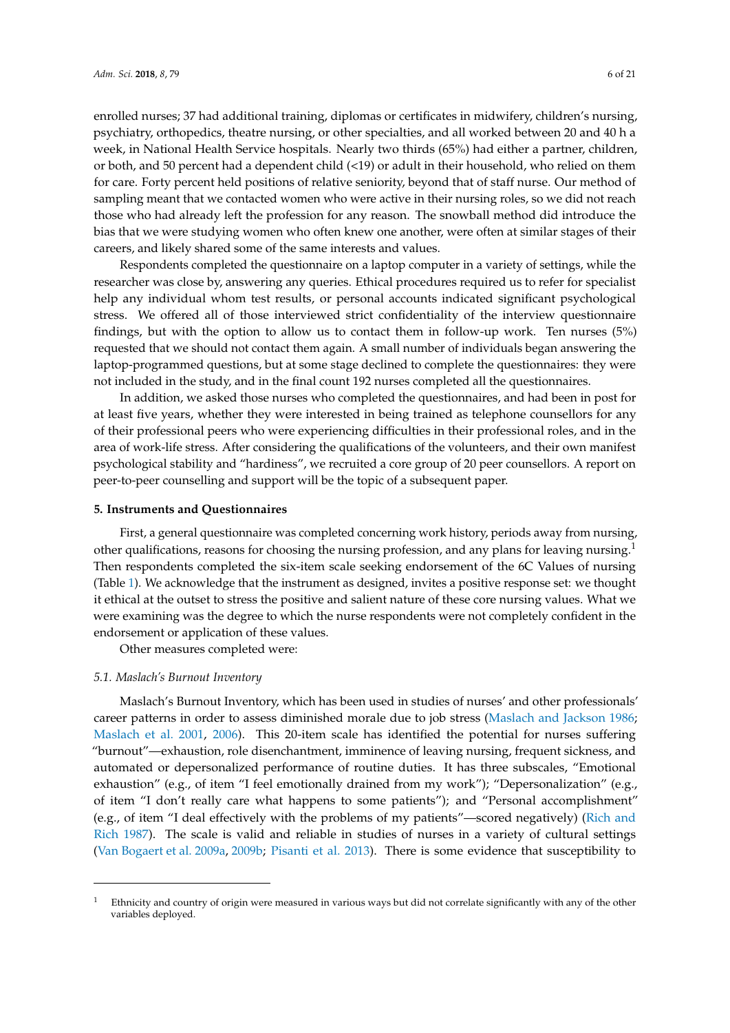enrolled nurses; 37 had additional training, diplomas or certificates in midwifery, children's nursing, psychiatry, orthopedics, theatre nursing, or other specialties, and all worked between 20 and 40 h a week, in National Health Service hospitals. Nearly two thirds (65%) had either a partner, children, or both, and 50 percent had a dependent child (<19) or adult in their household, who relied on them for care. Forty percent held positions of relative seniority, beyond that of staff nurse. Our method of sampling meant that we contacted women who were active in their nursing roles, so we did not reach those who had already left the profession for any reason. The snowball method did introduce the bias that we were studying women who often knew one another, were often at similar stages of their careers, and likely shared some of the same interests and values.

Respondents completed the questionnaire on a laptop computer in a variety of settings, while the researcher was close by, answering any queries. Ethical procedures required us to refer for specialist help any individual whom test results, or personal accounts indicated significant psychological stress. We offered all of those interviewed strict confidentiality of the interview questionnaire findings, but with the option to allow us to contact them in follow-up work. Ten nurses (5%) requested that we should not contact them again. A small number of individuals began answering the laptop-programmed questions, but at some stage declined to complete the questionnaires: they were not included in the study, and in the final count 192 nurses completed all the questionnaires.

In addition, we asked those nurses who completed the questionnaires, and had been in post for at least five years, whether they were interested in being trained as telephone counsellors for any of their professional peers who were experiencing difficulties in their professional roles, and in the area of work-life stress. After considering the qualifications of the volunteers, and their own manifest psychological stability and "hardiness", we recruited a core group of 20 peer counsellors. A report on peer-to-peer counselling and support will be the topic of a subsequent paper.

## 5. Instruments and Questionnaires

First, a general questionnaire was completed concerning work history, periods away from nursing, other qualifications, reasons for choosing the nursing profession, and any plans for leaving nursing.[1] Then respondents completed the six-item scale seeking endorsement of the 6C Values of nursing (Table 1). We acknowledge that the instrument as designed, invites a positive response set: we thought it ethical at the outset to stress the positive and salient nature of these core nursing values. What we were examining was the degree to which the nurse respondents were not completely confident in the endorsement or application of these values.

Other measures completed were:

### *5.1. Maslach's Burnout Inventory*

Maslach's Burnout Inventory, which has been used in studies of nurses' and other professionals' career patterns in order to assess diminished morale due to job stress (Maslach and Jackson 1986; Maslach et al. 2001, 2006). This 20-item scale has identified the potential for nurses suffering "burnout"—exhaustion, role disenchantment, imminence of leaving nursing, frequent sickness, and automated or depersonalized performance of routine duties. It has three subscales, "Emotional exhaustion" (e.g., of item "I feel emotionally drained from my work"); "Depersonalization" (e.g., of item "I don't really care what happens to some patients"); and "Personal accomplishment" (e.g., of item "I deal effectively with the problems of my patients"—scored negatively) (Rich and Rich 1987). The scale is valid and reliable in studies of nurses in a variety of cultural settings (Van Bogaert et al. 2009a, 2009b; Pisanti et al. 2013). There is some evidence that susceptibility to

---

[1] Ethnicity and country of origin were measured in various ways but did not correlate significantly with any of the other variables deployed.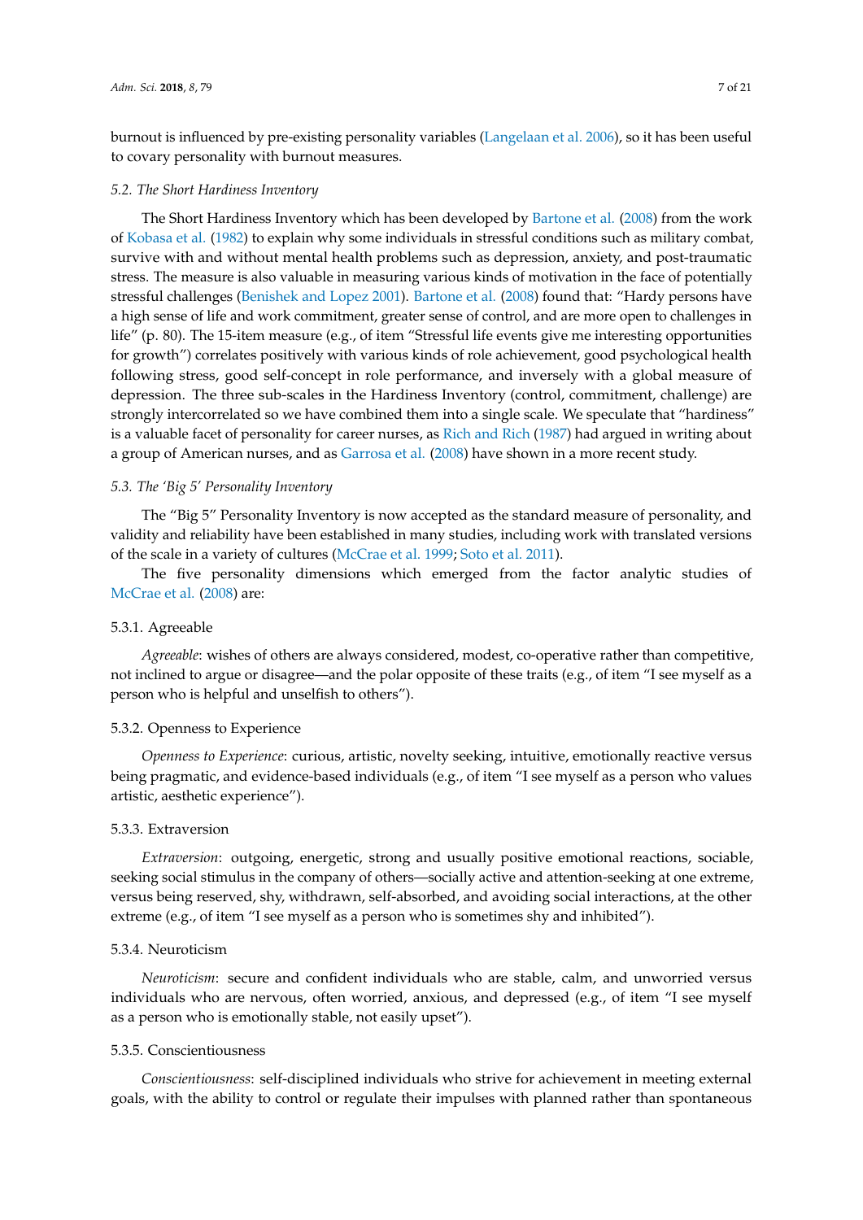burnout is influenced by pre-existing personality variables (Langelaan et al. 2006), so it has been useful to covary personality with burnout measures.

### 5.2. The Short Hardiness Inventory

The Short Hardiness Inventory which has been developed by Bartone et al. (2008) from the work of Kobasa et al. (1982) to explain why some individuals in stressful conditions such as military combat, survive with and without mental health problems such as depression, anxiety, and post-traumatic stress. The measure is also valuable in measuring various kinds of motivation in the face of potentially stressful challenges (Benishek and Lopez 2001). Bartone et al. (2008) found that: "Hardy persons have a high sense of life and work commitment, greater sense of control, and are more open to challenges in life" (p. 80). The 15-item measure (e.g., of item "Stressful life events give me interesting opportunities for growth") correlates positively with various kinds of role achievement, good psychological health following stress, good self-concept in role performance, and inversely with a global measure of depression. The three sub-scales in the Hardiness Inventory (control, commitment, challenge) are strongly intercorrelated so we have combined them into a single scale. We speculate that "hardiness" is a valuable facet of personality for career nurses, as Rich and Rich (1987) had argued in writing about a group of American nurses, and as Garrosa et al. (2008) have shown in a more recent study.

### 5.3. The 'Big 5' Personality Inventory

The "Big 5" Personality Inventory is now accepted as the standard measure of personality, and validity and reliability have been established in many studies, including work with translated versions of the scale in a variety of cultures (McCrae et al. 1999; Soto et al. 2011).

The five personality dimensions which emerged from the factor analytic studies of McCrae et al. (2008) are:

#### 5.3.1. Agreeable

*Agreeable*: wishes of others are always considered, modest, co-operative rather than competitive, not inclined to argue or disagree—and the polar opposite of these traits (e.g., of item "I see myself as a person who is helpful and unselfish to others").

#### 5.3.2. Openness to Experience

*Openness to Experience*: curious, artistic, novelty seeking, intuitive, emotionally reactive versus being pragmatic, and evidence-based individuals (e.g., of item "I see myself as a person who values artistic, aesthetic experience").

#### 5.3.3. Extraversion

*Extraversion*: outgoing, energetic, strong and usually positive emotional reactions, sociable, seeking social stimulus in the company of others—socially active and attention-seeking at one extreme, versus being reserved, shy, withdrawn, self-absorbed, and avoiding social interactions, at the other extreme (e.g., of item "I see myself as a person who is sometimes shy and inhibited").

#### 5.3.4. Neuroticism

*Neuroticism*: secure and confident individuals who are stable, calm, and unworried versus individuals who are nervous, often worried, anxious, and depressed (e.g., of item "I see myself as a person who is emotionally stable, not easily upset").

#### 5.3.5. Conscientiousness

*Conscientiousness*: self-disciplined individuals who strive for achievement in meeting external goals, with the ability to control or regulate their impulses with planned rather than spontaneous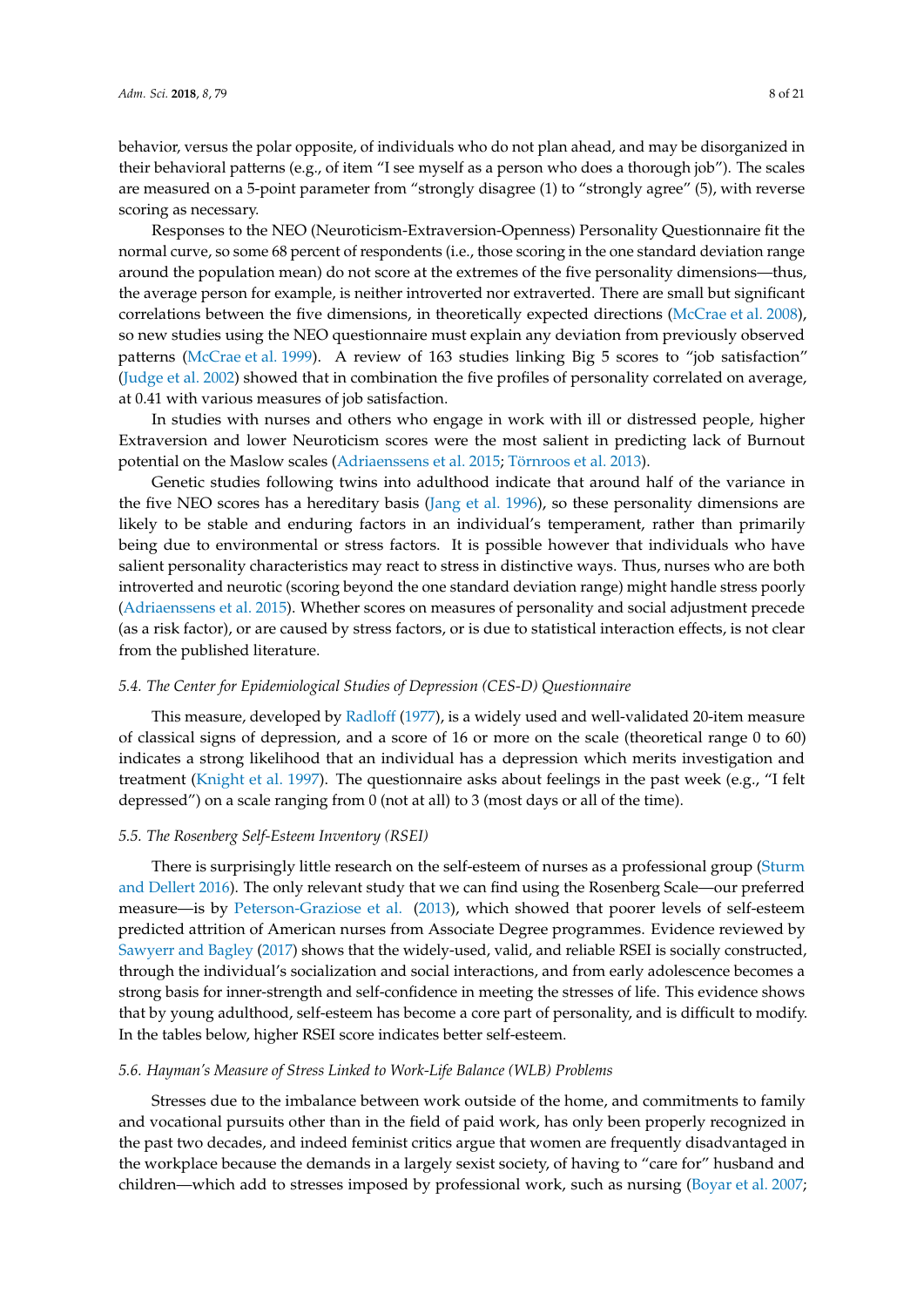behavior, versus the polar opposite, of individuals who do not plan ahead, and may be disorganized in their behavioral patterns (e.g., of item "I see myself as a person who does a thorough job"). The scales are measured on a 5-point parameter from "strongly disagree (1) to "strongly agree" (5), with reverse scoring as necessary.

Responses to the NEO (Neuroticism-Extraversion-Openness) Personality Questionnaire fit the normal curve, so some 68 percent of respondents (i.e., those scoring in the one standard deviation range around the population mean) do not score at the extremes of the five personality dimensions—thus, the average person for example, is neither introverted nor extraverted. There are small but significant correlations between the five dimensions, in theoretically expected directions (McCrae et al. 2008), so new studies using the NEO questionnaire must explain any deviation from previously observed patterns (McCrae et al. 1999). A review of 163 studies linking Big 5 scores to "job satisfaction" (Judge et al. 2002) showed that in combination the five profiles of personality correlated on average, at 0.41 with various measures of job satisfaction.

In studies with nurses and others who engage in work with ill or distressed people, higher Extraversion and lower Neuroticism scores were the most salient in predicting lack of Burnout potential on the Maslow scales (Adriaenssens et al. 2015; Törnroos et al. 2013).

Genetic studies following twins into adulthood indicate that around half of the variance in the five NEO scores has a hereditary basis (Jang et al. 1996), so these personality dimensions are likely to be stable and enduring factors in an individual's temperament, rather than primarily being due to environmental or stress factors. It is possible however that individuals who have salient personality characteristics may react to stress in distinctive ways. Thus, nurses who are both introverted and neurotic (scoring beyond the one standard deviation range) might handle stress poorly (Adriaenssens et al. 2015). Whether scores on measures of personality and social adjustment precede (as a risk factor), or are caused by stress factors, or is due to statistical interaction effects, is not clear from the published literature.

### 5.4. The Center for Epidemiological Studies of Depression (CES-D) Questionnaire

This measure, developed by Radloff (1977), is a widely used and well-validated 20-item measure of classical signs of depression, and a score of 16 or more on the scale (theoretical range 0 to 60) indicates a strong likelihood that an individual has a depression which merits investigation and treatment (Knight et al. 1997). The questionnaire asks about feelings in the past week (e.g., "I felt depressed") on a scale ranging from 0 (not at all) to 3 (most days or all of the time).

### 5.5. The Rosenberg Self-Esteem Inventory (RSEI)

There is surprisingly little research on the self-esteem of nurses as a professional group (Sturm and Dellert 2016). The only relevant study that we can find using the Rosenberg Scale—our preferred measure—is by Peterson-Graziose et al. (2013), which showed that poorer levels of self-esteem predicted attrition of American nurses from Associate Degree programmes. Evidence reviewed by Sawyerr and Bagley (2017) shows that the widely-used, valid, and reliable RSEI is socially constructed, through the individual's socialization and social interactions, and from early adolescence becomes a strong basis for inner-strength and self-confidence in meeting the stresses of life. This evidence shows that by young adulthood, self-esteem has become a core part of personality, and is difficult to modify. In the tables below, higher RSEI score indicates better self-esteem.

### 5.6. Hayman's Measure of Stress Linked to Work-Life Balance (WLB) Problems

Stresses due to the imbalance between work outside of the home, and commitments to family and vocational pursuits other than in the field of paid work, has only been properly recognized in the past two decades, and indeed feminist critics argue that women are frequently disadvantaged in the workplace because the demands in a largely sexist society, of having to "care for" husband and children—which add to stresses imposed by professional work, such as nursing (Boyar et al. 2007;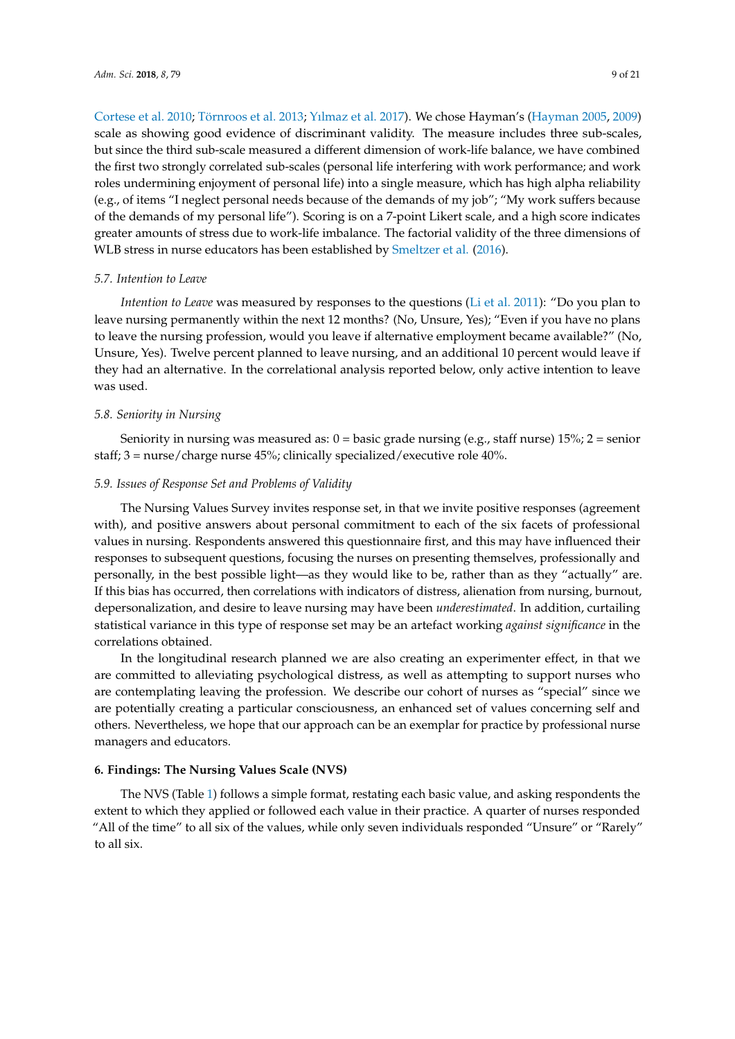Cortese et al. 2010; Törnroos et al. 2013; Yılmaz et al. 2017). We chose Hayman's (Hayman 2005, 2009) scale as showing good evidence of discriminant validity. The measure includes three sub-scales, but since the third sub-scale measured a different dimension of work-life balance, we have combined the first two strongly correlated sub-scales (personal life interfering with work performance; and work roles undermining enjoyment of personal life) into a single measure, which has high alpha reliability (e.g., of items "I neglect personal needs because of the demands of my job"; "My work suffers because of the demands of my personal life"). Scoring is on a 7-point Likert scale, and a high score indicates greater amounts of stress due to work-life imbalance. The factorial validity of the three dimensions of WLB stress in nurse educators has been established by Smeltzer et al. (2016).

### *5.7. Intention to Leave*

*Intention to Leave* was measured by responses to the questions (Li et al. 2011): "Do you plan to leave nursing permanently within the next 12 months? (No, Unsure, Yes); "Even if you have no plans to leave the nursing profession, would you leave if alternative employment became available?" (No, Unsure, Yes). Twelve percent planned to leave nursing, and an additional 10 percent would leave if they had an alternative. In the correlational analysis reported below, only active intention to leave was used.

### *5.8. Seniority in Nursing*

Seniority in nursing was measured as: 0 = basic grade nursing (e.g., staff nurse) 15%; 2 = senior staff; 3 = nurse/charge nurse 45%; clinically specialized/executive role 40%.

### *5.9. Issues of Response Set and Problems of Validity*

The Nursing Values Survey invites response set, in that we invite positive responses (agreement with), and positive answers about personal commitment to each of the six facets of professional values in nursing. Respondents answered this questionnaire first, and this may have influenced their responses to subsequent questions, focusing the nurses on presenting themselves, professionally and personally, in the best possible light—as they would like to be, rather than as they "actually" are. If this bias has occurred, then correlations with indicators of distress, alienation from nursing, burnout, depersonalization, and desire to leave nursing may have been *underestimated*. In addition, curtailing statistical variance in this type of response set may be an artefact working *against significance* in the correlations obtained.

In the longitudinal research planned we are also creating an experimenter effect, in that we are committed to alleviating psychological distress, as well as attempting to support nurses who are contemplating leaving the profession. We describe our cohort of nurses as "special" since we are potentially creating a particular consciousness, an enhanced set of values concerning self and others. Nevertheless, we hope that our approach can be an exemplar for practice by professional nurse managers and educators.

## **6. Findings: The Nursing Values Scale (NVS)**

The NVS (Table 1) follows a simple format, restating each basic value, and asking respondents the extent to which they applied or followed each value in their practice. A quarter of nurses responded "All of the time" to all six of the values, while only seven individuals responded "Unsure" or "Rarely" to all six.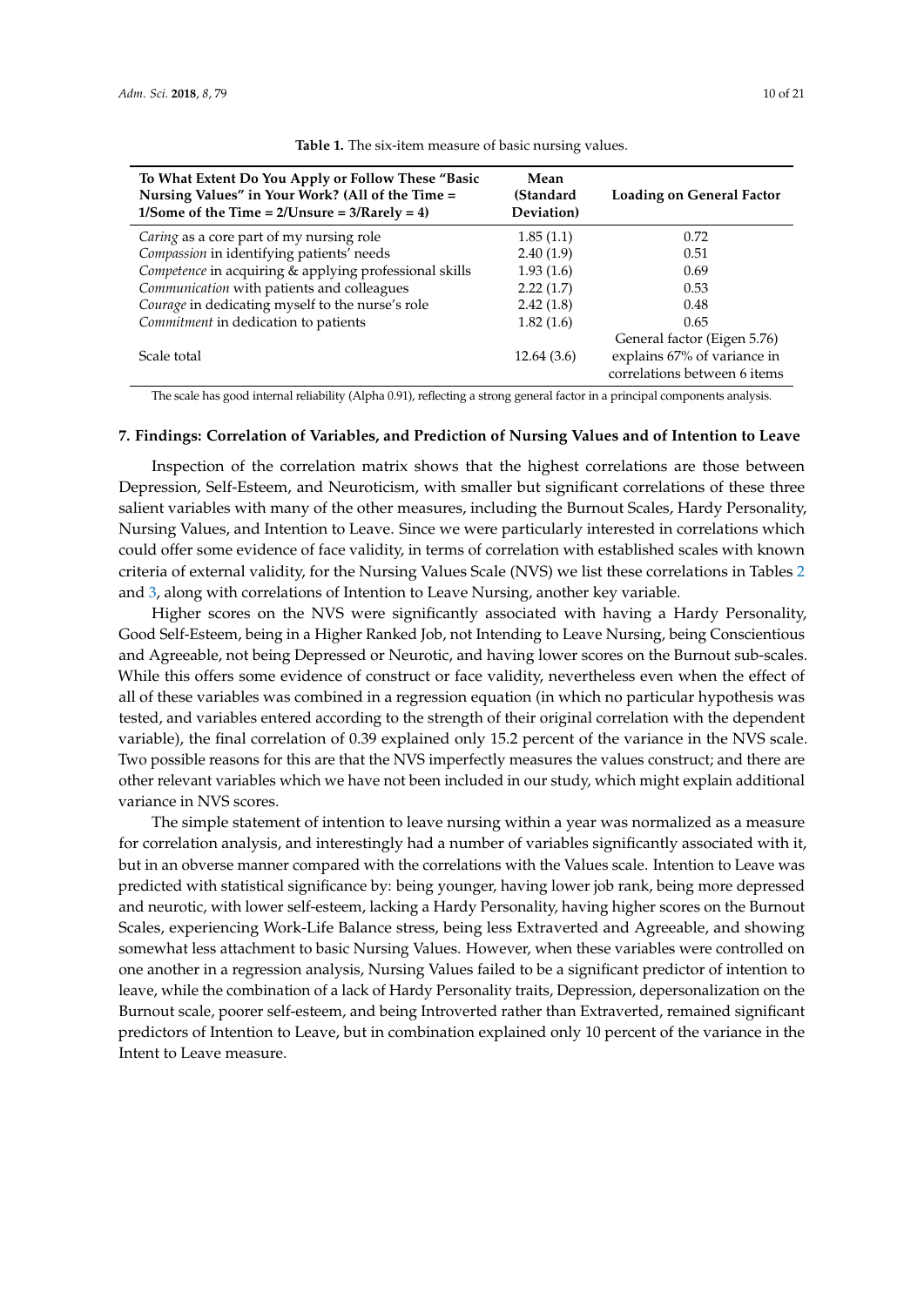**Table 1.** The six-item measure of basic nursing values.

| To What Extent Do You Apply or Follow These "Basic Nursing Values" in Your Work? (All of the Time = 1/Some of the Time = 2/Unsure = 3/Rarely = 4) | Mean (Standard Deviation) | Loading on General Factor |
|---|---|---|
| *Caring* as a core part of my nursing role | 1.85 (1.1) | 0.72 |
| *Compassion* in identifying patients' needs | 2.40 (1.9) | 0.51 |
| *Competence* in acquiring & applying professional skills | 1.93 (1.6) | 0.69 |
| *Communication* with patients and colleagues | 2.22 (1.7) | 0.53 |
| *Courage* in dedicating myself to the nurse's role | 2.42 (1.8) | 0.48 |
| *Commitment* in dedication to patients | 1.82 (1.6) | 0.65 |
| Scale total | 12.64 (3.6) | General factor (Eigen 5.76) explains 67% of variance in correlations between 6 items |

The scale has good internal reliability (Alpha 0.91), reflecting a strong general factor in a principal components analysis.

## 7. Findings: Correlation of Variables, and Prediction of Nursing Values and of Intention to Leave

Inspection of the correlation matrix shows that the highest correlations are those between Depression, Self-Esteem, and Neuroticism, with smaller but significant correlations of these three salient variables with many of the other measures, including the Burnout Scales, Hardy Personality, Nursing Values, and Intention to Leave. Since we were particularly interested in correlations which could offer some evidence of face validity, in terms of correlation with established scales with known criteria of external validity, for the Nursing Values Scale (NVS) we list these correlations in Tables 2 and 3, along with correlations of Intention to Leave Nursing, another key variable.

Higher scores on the NVS were significantly associated with having a Hardy Personality, Good Self-Esteem, being in a Higher Ranked Job, not Intending to Leave Nursing, being Conscientious and Agreeable, not being Depressed or Neurotic, and having lower scores on the Burnout sub-scales. While this offers some evidence of construct or face validity, nevertheless even when the effect of all of these variables was combined in a regression equation (in which no particular hypothesis was tested, and variables entered according to the strength of their original correlation with the dependent variable), the final correlation of 0.39 explained only 15.2 percent of the variance in the NVS scale. Two possible reasons for this are that the NVS imperfectly measures the values construct; and there are other relevant variables which we have not been included in our study, which might explain additional variance in NVS scores.

The simple statement of intention to leave nursing within a year was normalized as a measure for correlation analysis, and interestingly had a number of variables significantly associated with it, but in an obverse manner compared with the correlations with the Values scale. Intention to Leave was predicted with statistical significance by: being younger, having lower job rank, being more depressed and neurotic, with lower self-esteem, lacking a Hardy Personality, having higher scores on the Burnout Scales, experiencing Work-Life Balance stress, being less Extraverted and Agreeable, and showing somewhat less attachment to basic Nursing Values. However, when these variables were controlled on one another in a regression analysis, Nursing Values failed to be a significant predictor of intention to leave, while the combination of a lack of Hardy Personality traits, Depression, depersonalization on the Burnout scale, poorer self-esteem, and being Introverted rather than Extraverted, remained significant predictors of Intention to Leave, but in combination explained only 10 percent of the variance in the Intent to Leave measure.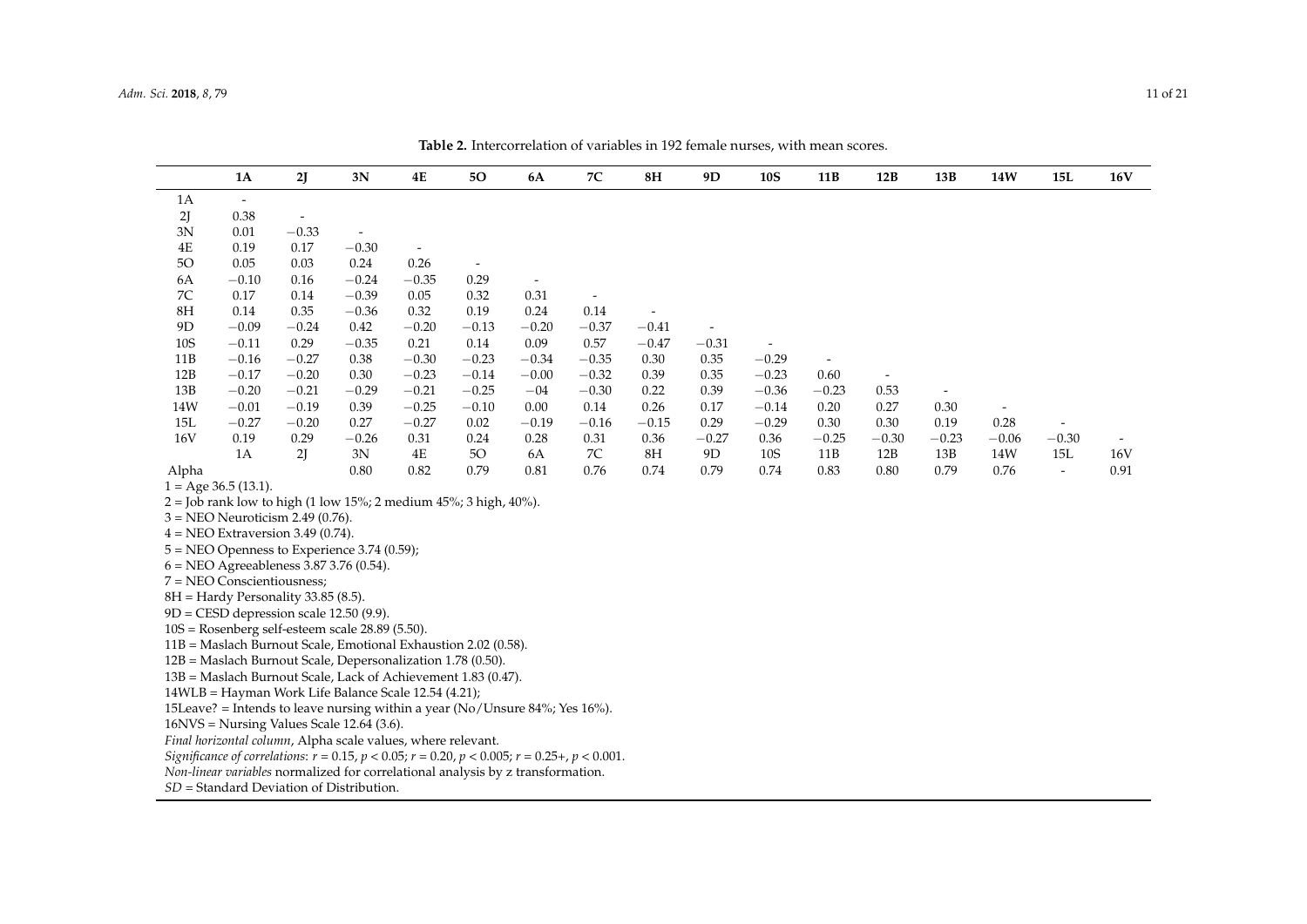**Table 2.** Intercorrelation of variables in 192 female nurses, with mean scores.

| | 1A | 2J | 3N | 4E | 5O | 6A | 7C | 8H | 9D | 10S | 11B | 12B | 13B | 14W | 15L | 16V |
|---|---|---|---|---|---|---|---|---|---|---|---|---|---|---|---|---|
| 1A | - | | | | | | | | | | | | | | | |
| 2J | 0.38 | - | | | | | | | | | | | | | | |
| 3N | 0.01 | −0.33 | - | | | | | | | | | | | | | |
| 4E | 0.19 | 0.17 | −0.30 | - | | | | | | | | | | | | |
| 5O | 0.05 | 0.03 | 0.24 | 0.26 | - | | | | | | | | | | | |
| 6A | −0.10 | 0.16 | −0.24 | −0.35 | 0.29 | - | | | | | | | | | | |
| 7C | 0.17 | 0.14 | −0.39 | 0.05 | 0.32 | 0.31 | - | | | | | | | | | |
| 8H | 0.14 | 0.35 | −0.36 | 0.32 | 0.19 | 0.24 | 0.14 | - | | | | | | | | |
| 9D | −0.09 | −0.24 | 0.42 | −0.20 | −0.13 | −0.20 | −0.37 | −0.41 | - | | | | | | | |
| 10S | −0.11 | 0.29 | −0.35 | 0.21 | 0.14 | 0.09 | 0.57 | −0.47 | −0.31 | - | | | | | | |
| 11B | −0.16 | −0.27 | 0.38 | −0.30 | −0.23 | −0.34 | −0.35 | 0.30 | 0.35 | −0.29 | - | | | | | |
| 12B | −0.17 | −0.20 | 0.30 | −0.23 | −0.14 | −0.00 | −0.32 | 0.39 | 0.35 | −0.23 | 0.60 | - | | | | |
| 13B | −0.20 | −0.21 | −0.29 | −0.21 | −0.25 | −04 | −0.30 | 0.22 | 0.39 | −0.36 | −0.23 | 0.53 | - | | | |
| 14W | −0.01 | −0.19 | 0.39 | −0.25 | −0.10 | 0.00 | 0.14 | 0.26 | 0.17 | −0.14 | 0.20 | 0.27 | 0.30 | - | | |
| 15L | −0.27 | −0.20 | 0.27 | −0.27 | 0.02 | −0.19 | −0.16 | −0.15 | 0.29 | −0.29 | 0.30 | 0.30 | 0.19 | 0.28 | - | |
| 16V | 0.19 | 0.29 | −0.26 | 0.31 | 0.24 | 0.28 | 0.31 | 0.36 | −0.27 | 0.36 | −0.25 | −0.30 | −0.23 | −0.06 | −0.30 | - |
| | 1A | 2J | 3N | 4E | 5O | 6A | 7C | 8H | 9D | 10S | 11B | 12B | 13B | 14W | 15L | 16V |
| Alpha | | | 0.80 | 0.82 | 0.79 | 0.81 | 0.76 | 0.74 | 0.79 | 0.74 | 0.83 | 0.80 | 0.79 | 0.76 | - | 0.91 |

1 = Age 36.5 (13.1).
2 = Job rank low to high (1 low 15%; 2 medium 45%; 3 high, 40%).
3 = NEO Neuroticism 2.49 (0.76).
4 = NEO Extraversion 3.49 (0.74).
5 = NEO Openness to Experience 3.74 (0.59);
6 = NEO Agreeableness 3.87 3.76 (0.54).
7 = NEO Conscientiousness;
8H = Hardy Personality 33.85 (8.5).
9D = CESD depression scale 12.50 (9.9).
10S = Rosenberg self-esteem scale 28.89 (5.50).
11B = Maslach Burnout Scale, Emotional Exhaustion 2.02 (0.58).
12B = Maslach Burnout Scale, Depersonalization 1.78 (0.50).
13B = Maslach Burnout Scale, Lack of Achievement 1.83 (0.47).
14WLB = Hayman Work Life Balance Scale 12.54 (4.21);
15Leave? = Intends to leave nursing within a year (No/Unsure 84%; Yes 16%).
16NVS = Nursing Values Scale 12.64 (3.6).
*Final horizontal column*, Alpha scale values, where relevant.
*Significance of correlations*: $r = 0.15$, $p < 0.05$; $r = 0.20$, $p < 0.005$; $r = 0.25+$, $p < 0.001$.
*Non-linear variables* normalized for correlational analysis by z transformation.
*SD* = Standard Deviation of Distribution.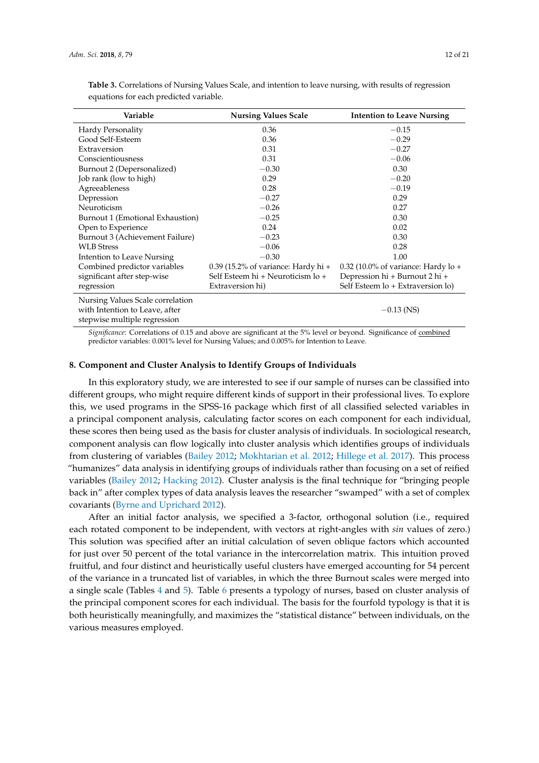**Table 3.** Correlations of Nursing Values Scale, and intention to leave nursing, with results of regression equations for each predicted variable.

| Variable | Nursing Values Scale | Intention to Leave Nursing |
|---|---|---|
| Hardy Personality | 0.36 | −0.15 |
| Good Self-Esteem | 0.36 | −0.29 |
| Extraversion | 0.31 | −0.27 |
| Conscientiousness | 0.31 | −0.06 |
| Burnout 2 (Depersonalized) | −0.30 | 0.30 |
| Job rank (low to high) | 0.29 | −0.20 |
| Agreeableness | 0.28 | −0.19 |
| Depression | −0.27 | 0.29 |
| Neuroticism | −0.26 | 0.27 |
| Burnout 1 (Emotional Exhaustion) | −0.25 | 0.30 |
| Open to Experience | 0.24 | 0.02 |
| Burnout 3 (Achievement Failure) | −0.23 | 0.30 |
| WLB Stress | −0.06 | 0.28 |
| Intention to Leave Nursing | −0.30 | 1.00 |
| Combined predictor variables significant after step-wise regression | 0.39 (15.2% of variance: Hardy hi + Self Esteem hi + Neuroticism lo + Extraversion hi) | 0.32 (10.0% of variance: Hardy lo + Depression hi + Burnout 2 hi + Self Esteem lo + Extraversion lo) |
| Nursing Values Scale correlation with Intention to Leave, after stepwise multiple regression | | −0.13 (NS) |

*Significance*: Correlations of 0.15 and above are significant at the 5% level or beyond. Significance of combined predictor variables: 0.001% level for Nursing Values; and 0.005% for Intention to Leave.

## 8. Component and Cluster Analysis to Identify Groups of Individuals

In this exploratory study, we are interested to see if our sample of nurses can be classified into different groups, who might require different kinds of support in their professional lives. To explore this, we used programs in the SPSS-16 package which first of all classified selected variables in a principal component analysis, calculating factor scores on each component for each individual, these scores then being used as the basis for cluster analysis of individuals. In sociological research, component analysis can flow logically into cluster analysis which identifies groups of individuals from clustering of variables (Bailey 2012; Mokhtarian et al. 2012; Hillege et al. 2017). This process "humanizes" data analysis in identifying groups of individuals rather than focusing on a set of reified variables (Bailey 2012; Hacking 2012). Cluster analysis is the final technique for "bringing people back in" after complex types of data analysis leaves the researcher "swamped" with a set of complex covariants (Byrne and Uprichard 2012).

After an initial factor analysis, we specified a 3-factor, orthogonal solution (i.e., required each rotated component to be independent, with vectors at right-angles with *sin* values of zero.) This solution was specified after an initial calculation of seven oblique factors which accounted for just over 50 percent of the total variance in the intercorrelation matrix. This intuition proved fruitful, and four distinct and heuristically useful clusters have emerged accounting for 54 percent of the variance in a truncated list of variables, in which the three Burnout scales were merged into a single scale (Tables 4 and 5). Table 6 presents a typology of nurses, based on cluster analysis of the principal component scores for each individual. The basis for the fourfold typology is that it is both heuristically meaningfully, and maximizes the "statistical distance" between individuals, on the various measures employed.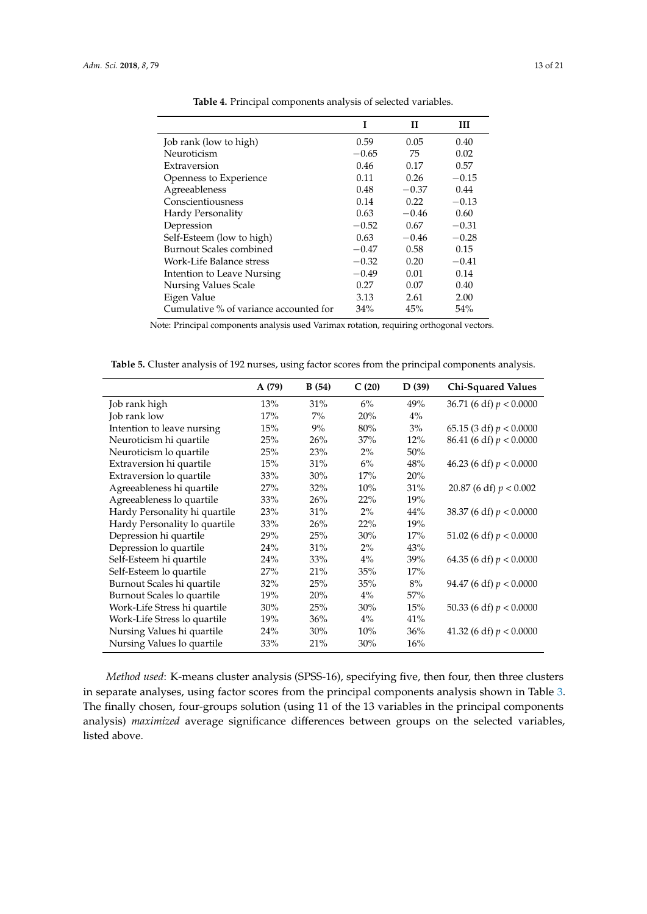**Table 4.** Principal components analysis of selected variables.

| | I | II | III |
|---|---|---|---|
| Job rank (low to high) | 0.59 | 0.05 | 0.40 |
| Neuroticism | −0.65 | 75 | 0.02 |
| Extraversion | 0.46 | 0.17 | 0.57 |
| Openness to Experience | 0.11 | 0.26 | −0.15 |
| Agreeableness | 0.48 | −0.37 | 0.44 |
| Conscientiousness | 0.14 | 0.22 | −0.13 |
| Hardy Personality | 0.63 | −0.46 | 0.60 |
| Depression | −0.52 | 0.67 | −0.31 |
| Self-Esteem (low to high) | 0.63 | −0.46 | −0.28 |
| Burnout Scales combined | −0.47 | 0.58 | 0.15 |
| Work-Life Balance stress | −0.32 | 0.20 | −0.41 |
| Intention to Leave Nursing | −0.49 | 0.01 | 0.14 |
| Nursing Values Scale | 0.27 | 0.07 | 0.40 |
| Eigen Value | 3.13 | 2.61 | 2.00 |
| Cumulative % of variance accounted for | 34% | 45% | 54% |

Note: Principal components analysis used Varimax rotation, requiring orthogonal vectors.

**Table 5.** Cluster analysis of 192 nurses, using factor scores from the principal components analysis.

| | A (79) | B (54) | C (20) | D (39) | Chi-Squared Values |
|---|---|---|---|---|---|
| Job rank high | 13% | 31% | 6% | 49% | 36.71 (6 df) $p < 0.0000$ |
| Job rank low | 17% | 7% | 20% | 4% | |
| Intention to leave nursing | 15% | 9% | 80% | 3% | 65.15 (3 df) $p < 0.0000$ |
| Neuroticism hi quartile | 25% | 26% | 37% | 12% | 86.41 (6 df) $p < 0.0000$ |
| Neuroticism lo quartile | 25% | 23% | 2% | 50% | |
| Extraversion hi quartile | 15% | 31% | 6% | 48% | 46.23 (6 df) $p < 0.0000$ |
| Extraversion lo quartile | 33% | 30% | 17% | 20% | |
| Agreeableness hi quartile | 27% | 32% | 10% | 31% | 20.87 (6 df) $p < 0.002$ |
| Agreeableness lo quartile | 33% | 26% | 22% | 19% | |
| Hardy Personality hi quartile | 23% | 31% | 2% | 44% | 38.37 (6 df) $p < 0.0000$ |
| Hardy Personality lo quartile | 33% | 26% | 22% | 19% | |
| Depression hi quartile | 29% | 25% | 30% | 17% | 51.02 (6 df) $p < 0.0000$ |
| Depression lo quartile | 24% | 31% | 2% | 43% | |
| Self-Esteem hi quartile | 24% | 33% | 4% | 39% | 64.35 (6 df) $p < 0.0000$ |
| Self-Esteem lo quartile | 27% | 21% | 35% | 17% | |
| Burnout Scales hi quartile | 32% | 25% | 35% | 8% | 94.47 (6 df) $p < 0.0000$ |
| Burnout Scales lo quartile | 19% | 20% | 4% | 57% | |
| Work-Life Stress hi quartile | 30% | 25% | 30% | 15% | 50.33 (6 df) $p < 0.0000$ |
| Work-Life Stress lo quartile | 19% | 36% | 4% | 41% | |
| Nursing Values hi quartile | 24% | 30% | 10% | 36% | 41.32 (6 df) $p < 0.0000$ |
| Nursing Values lo quartile | 33% | 21% | 30% | 16% | |

*Method used*: K-means cluster analysis (SPSS-16), specifying five, then four, then three clusters in separate analyses, using factor scores from the principal components analysis shown in Table 3. The finally chosen, four-groups solution (using 11 of the 13 variables in the principal components analysis) *maximized* average significance differences between groups on the selected variables, listed above.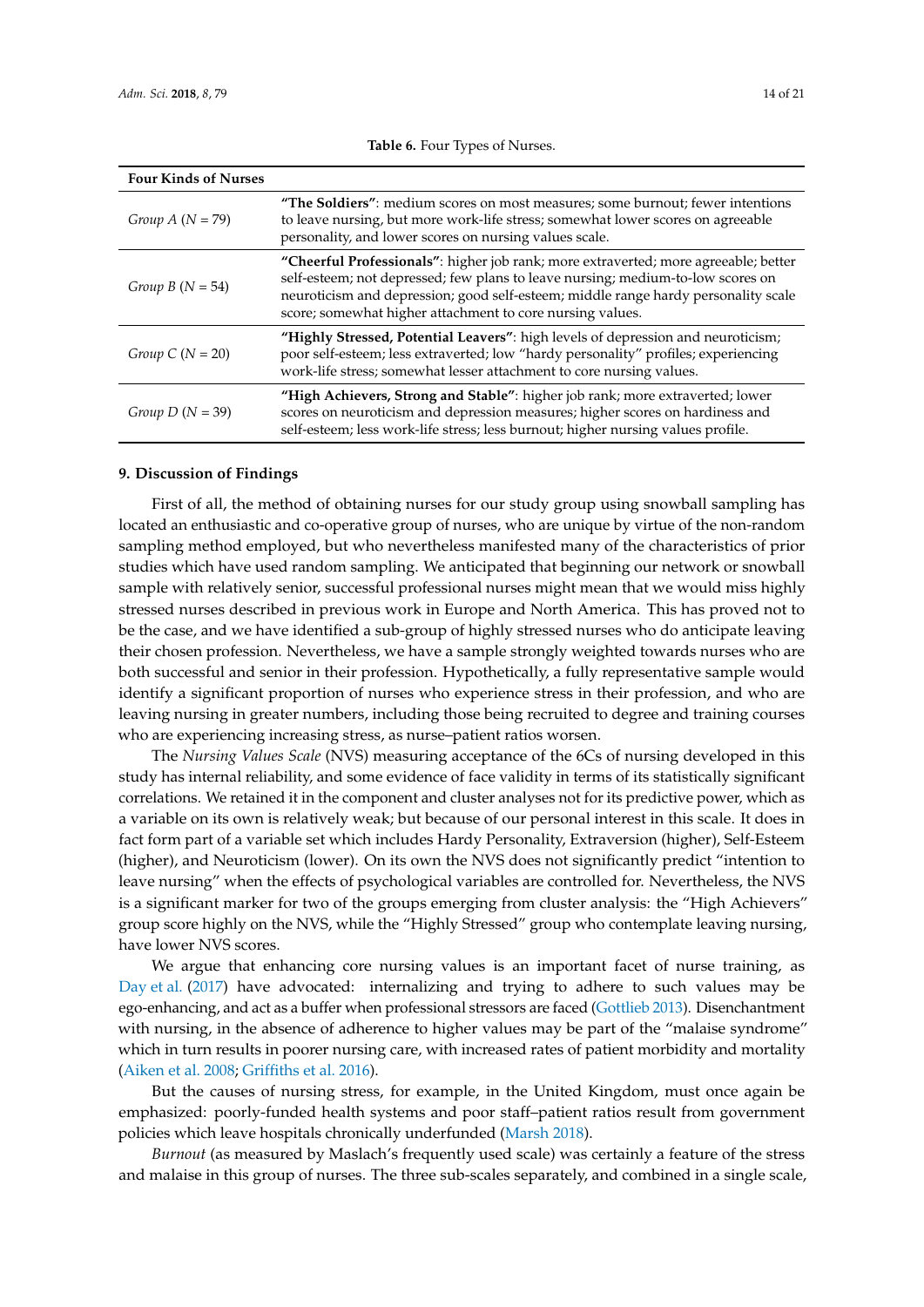**Table 6.** Four Types of Nurses.

| **Four Kinds of Nurses** | |
|---|---|
| *Group A* (*N* = 79) | **"The Soldiers"**: medium scores on most measures; some burnout; fewer intentions to leave nursing, but more work-life stress; somewhat lower scores on agreeable personality, and lower scores on nursing values scale. |
| *Group B* (*N* = 54) | **"Cheerful Professionals"**: higher job rank; more extraverted; more agreeable; better self-esteem; not depressed; few plans to leave nursing; medium-to-low scores on neuroticism and depression; good self-esteem; middle range hardy personality scale score; somewhat higher attachment to core nursing values. |
| *Group C* (*N* = 20) | **"Highly Stressed, Potential Leavers"**: high levels of depression and neuroticism; poor self-esteem; less extraverted; low "hardy personality" profiles; experiencing work-life stress; somewhat lesser attachment to core nursing values. |
| *Group D* (*N* = 39) | **"High Achievers, Strong and Stable"**: higher job rank; more extraverted; lower scores on neuroticism and depression measures; higher scores on hardiness and self-esteem; less work-life stress; less burnout; higher nursing values profile. |

## 9. Discussion of Findings

First of all, the method of obtaining nurses for our study group using snowball sampling has located an enthusiastic and co-operative group of nurses, who are unique by virtue of the non-random sampling method employed, but who nevertheless manifested many of the characteristics of prior studies which have used random sampling. We anticipated that beginning our network or snowball sample with relatively senior, successful professional nurses might mean that we would miss highly stressed nurses described in previous work in Europe and North America. This has proved not to be the case, and we have identified a sub-group of highly stressed nurses who do anticipate leaving their chosen profession. Nevertheless, we have a sample strongly weighted towards nurses who are both successful and senior in their profession. Hypothetically, a fully representative sample would identify a significant proportion of nurses who experience stress in their profession, and who are leaving nursing in greater numbers, including those being recruited to degree and training courses who are experiencing increasing stress, as nurse–patient ratios worsen.

The *Nursing Values Scale* (NVS) measuring acceptance of the 6Cs of nursing developed in this study has internal reliability, and some evidence of face validity in terms of its statistically significant correlations. We retained it in the component and cluster analyses not for its predictive power, which as a variable on its own is relatively weak; but because of our personal interest in this scale. It does in fact form part of a variable set which includes Hardy Personality, Extraversion (higher), Self-Esteem (higher), and Neuroticism (lower). On its own the NVS does not significantly predict "intention to leave nursing" when the effects of psychological variables are controlled for. Nevertheless, the NVS is a significant marker for two of the groups emerging from cluster analysis: the "High Achievers" group score highly on the NVS, while the "Highly Stressed" group who contemplate leaving nursing, have lower NVS scores.

We argue that enhancing core nursing values is an important facet of nurse training, as Day et al. (2017) have advocated: internalizing and trying to adhere to such values may be ego-enhancing, and act as a buffer when professional stressors are faced (Gottlieb 2013). Disenchantment with nursing, in the absence of adherence to higher values may be part of the "malaise syndrome" which in turn results in poorer nursing care, with increased rates of patient morbidity and mortality (Aiken et al. 2008; Griffiths et al. 2016).

But the causes of nursing stress, for example, in the United Kingdom, must once again be emphasized: poorly-funded health systems and poor staff–patient ratios result from government policies which leave hospitals chronically underfunded (Marsh 2018).

*Burnout* (as measured by Maslach's frequently used scale) was certainly a feature of the stress and malaise in this group of nurses. The three sub-scales separately, and combined in a single scale,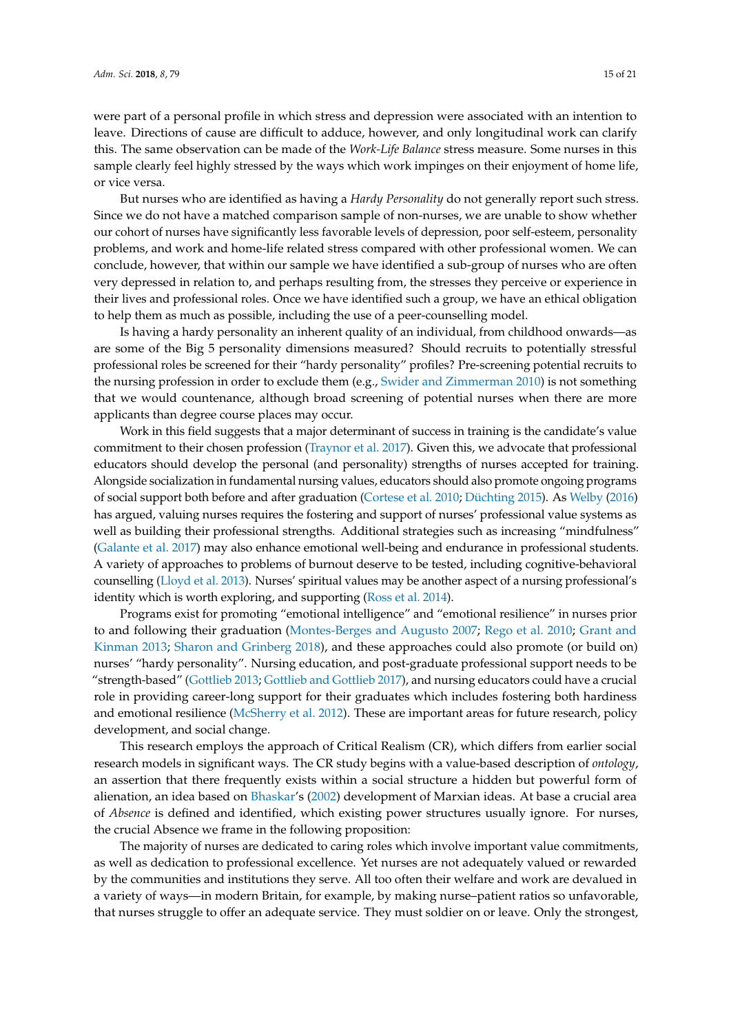were part of a personal profile in which stress and depression were associated with an intention to leave. Directions of cause are difficult to adduce, however, and only longitudinal work can clarify this. The same observation can be made of the *Work-Life Balance* stress measure. Some nurses in this sample clearly feel highly stressed by the ways which work impinges on their enjoyment of home life, or vice versa.

But nurses who are identified as having a *Hardy Personality* do not generally report such stress. Since we do not have a matched comparison sample of non-nurses, we are unable to show whether our cohort of nurses have significantly less favorable levels of depression, poor self-esteem, personality problems, and work and home-life related stress compared with other professional women. We can conclude, however, that within our sample we have identified a sub-group of nurses who are often very depressed in relation to, and perhaps resulting from, the stresses they perceive or experience in their lives and professional roles. Once we have identified such a group, we have an ethical obligation to help them as much as possible, including the use of a peer-counselling model.

Is having a hardy personality an inherent quality of an individual, from childhood onwards—as are some of the Big 5 personality dimensions measured? Should recruits to potentially stressful professional roles be screened for their "hardy personality" profiles? Pre-screening potential recruits to the nursing profession in order to exclude them (e.g., Swider and Zimmerman 2010) is not something that we would countenance, although broad screening of potential nurses when there are more applicants than degree course places may occur.

Work in this field suggests that a major determinant of success in training is the candidate's value commitment to their chosen profession (Traynor et al. 2017). Given this, we advocate that professional educators should develop the personal (and personality) strengths of nurses accepted for training. Alongside socialization in fundamental nursing values, educators should also promote ongoing programs of social support both before and after graduation (Cortese et al. 2010; Düchting 2015). As Welby (2016) has argued, valuing nurses requires the fostering and support of nurses' professional value systems as well as building their professional strengths. Additional strategies such as increasing "mindfulness" (Galante et al. 2017) may also enhance emotional well-being and endurance in professional students. A variety of approaches to problems of burnout deserve to be tested, including cognitive-behavioral counselling (Lloyd et al. 2013). Nurses' spiritual values may be another aspect of a nursing professional's identity which is worth exploring, and supporting (Ross et al. 2014).

Programs exist for promoting "emotional intelligence" and "emotional resilience" in nurses prior to and following their graduation (Montes-Berges and Augusto 2007; Rego et al. 2010; Grant and Kinman 2013; Sharon and Grinberg 2018), and these approaches could also promote (or build on) nurses' "hardy personality". Nursing education, and post-graduate professional support needs to be "strength-based" (Gottlieb 2013; Gottlieb and Gottlieb 2017), and nursing educators could have a crucial role in providing career-long support for their graduates which includes fostering both hardiness and emotional resilience (McSherry et al. 2012). These are important areas for future research, policy development, and social change.

This research employs the approach of Critical Realism (CR), which differs from earlier social research models in significant ways. The CR study begins with a value-based description of *ontology*, an assertion that there frequently exists within a social structure a hidden but powerful form of alienation, an idea based on Bhaskar's (2002) development of Marxian ideas. At base a crucial area of *Absence* is defined and identified, which existing power structures usually ignore. For nurses, the crucial Absence we frame in the following proposition:

The majority of nurses are dedicated to caring roles which involve important value commitments, as well as dedication to professional excellence. Yet nurses are not adequately valued or rewarded by the communities and institutions they serve. All too often their welfare and work are devalued in a variety of ways—in modern Britain, for example, by making nurse–patient ratios so unfavorable, that nurses struggle to offer an adequate service. They must soldier on or leave. Only the strongest,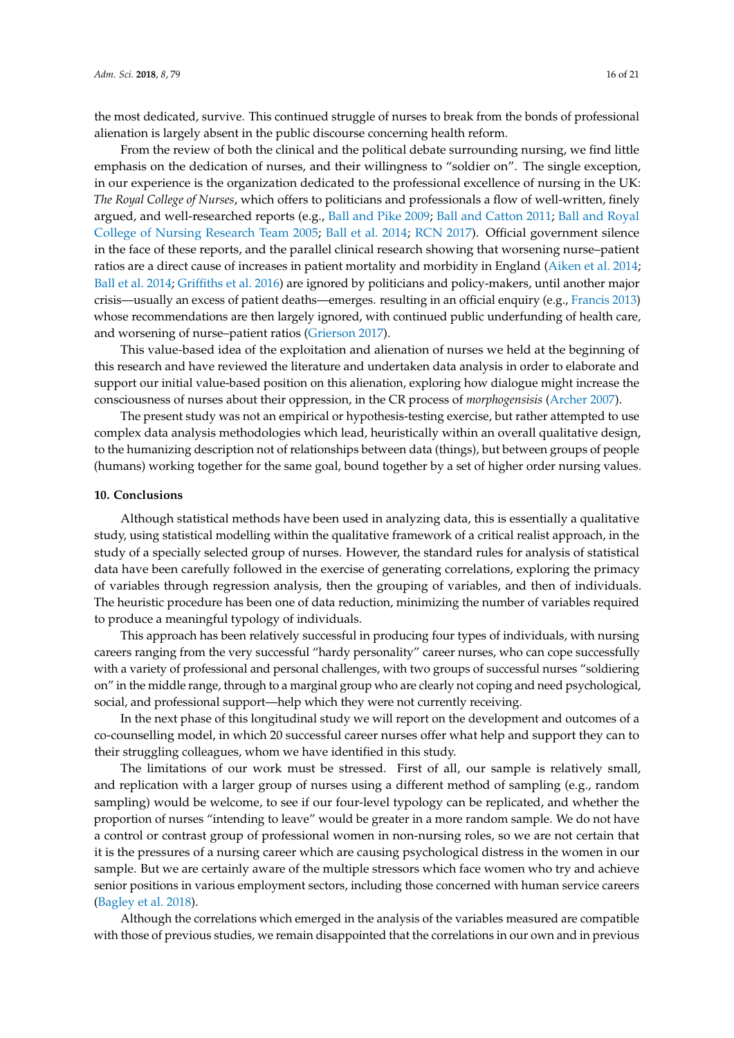the most dedicated, survive. This continued struggle of nurses to break from the bonds of professional alienation is largely absent in the public discourse concerning health reform.

From the review of both the clinical and the political debate surrounding nursing, we find little emphasis on the dedication of nurses, and their willingness to "soldier on". The single exception, in our experience is the organization dedicated to the professional excellence of nursing in the UK: *The Royal College of Nurses*, which offers to politicians and professionals a flow of well-written, finely argued, and well-researched reports (e.g., Ball and Pike 2009; Ball and Catton 2011; Ball and Royal College of Nursing Research Team 2005; Ball et al. 2014; RCN 2017). Official government silence in the face of these reports, and the parallel clinical research showing that worsening nurse–patient ratios are a direct cause of increases in patient mortality and morbidity in England (Aiken et al. 2014; Ball et al. 2014; Griffiths et al. 2016) are ignored by politicians and policy-makers, until another major crisis—usually an excess of patient deaths—emerges. resulting in an official enquiry (e.g., Francis 2013) whose recommendations are then largely ignored, with continued public underfunding of health care, and worsening of nurse–patient ratios (Grierson 2017).

This value-based idea of the exploitation and alienation of nurses we held at the beginning of this research and have reviewed the literature and undertaken data analysis in order to elaborate and support our initial value-based position on this alienation, exploring how dialogue might increase the consciousness of nurses about their oppression, in the CR process of *morphogensisis* (Archer 2007).

The present study was not an empirical or hypothesis-testing exercise, but rather attempted to use complex data analysis methodologies which lead, heuristically within an overall qualitative design, to the humanizing description not of relationships between data (things), but between groups of people (humans) working together for the same goal, bound together by a set of higher order nursing values.

## 10. Conclusions

Although statistical methods have been used in analyzing data, this is essentially a qualitative study, using statistical modelling within the qualitative framework of a critical realist approach, in the study of a specially selected group of nurses. However, the standard rules for analysis of statistical data have been carefully followed in the exercise of generating correlations, exploring the primacy of variables through regression analysis, then the grouping of variables, and then of individuals. The heuristic procedure has been one of data reduction, minimizing the number of variables required to produce a meaningful typology of individuals.

This approach has been relatively successful in producing four types of individuals, with nursing careers ranging from the very successful "hardy personality" career nurses, who can cope successfully with a variety of professional and personal challenges, with two groups of successful nurses "soldiering on" in the middle range, through to a marginal group who are clearly not coping and need psychological, social, and professional support—help which they were not currently receiving.

In the next phase of this longitudinal study we will report on the development and outcomes of a co-counselling model, in which 20 successful career nurses offer what help and support they can to their struggling colleagues, whom we have identified in this study.

The limitations of our work must be stressed. First of all, our sample is relatively small, and replication with a larger group of nurses using a different method of sampling (e.g., random sampling) would be welcome, to see if our four-level typology can be replicated, and whether the proportion of nurses "intending to leave" would be greater in a more random sample. We do not have a control or contrast group of professional women in non-nursing roles, so we are not certain that it is the pressures of a nursing career which are causing psychological distress in the women in our sample. But we are certainly aware of the multiple stressors which face women who try and achieve senior positions in various employment sectors, including those concerned with human service careers (Bagley et al. 2018).

Although the correlations which emerged in the analysis of the variables measured are compatible with those of previous studies, we remain disappointed that the correlations in our own and in previous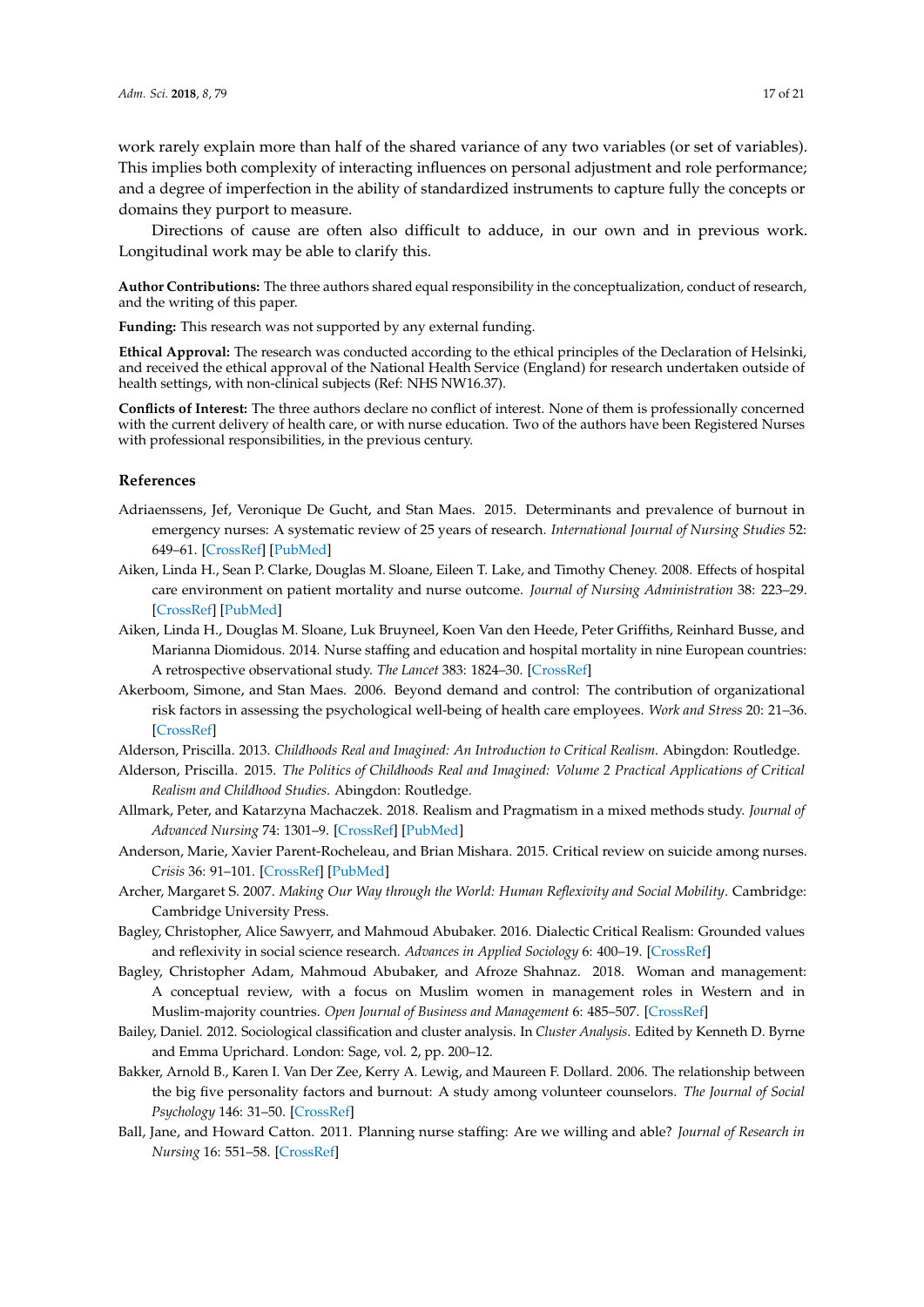work rarely explain more than half of the shared variance of any two variables (or set of variables). This implies both complexity of interacting influences on personal adjustment and role performance; and a degree of imperfection in the ability of standardized instruments to capture fully the concepts or domains they purport to measure.

Directions of cause are often also difficult to adduce, in our own and in previous work. Longitudinal work may be able to clarify this.

**Author Contributions:** The three authors shared equal responsibility in the conceptualization, conduct of research, and the writing of this paper.

**Funding:** This research was not supported by any external funding.

**Ethical Approval:** The research was conducted according to the ethical principles of the Declaration of Helsinki, and received the ethical approval of the National Health Service (England) for research undertaken outside of health settings, with non-clinical subjects (Ref: NHS NW16.37).

**Conflicts of Interest:** The three authors declare no conflict of interest. None of them is professionally concerned with the current delivery of health care, or with nurse education. Two of the authors have been Registered Nurses with professional responsibilities, in the previous century.

## References

Adriaenssens, Jef, Veronique De Gucht, and Stan Maes. 2015. Determinants and prevalence of burnout in emergency nurses: A systematic review of 25 years of research. *International Journal of Nursing Studies* 52: 649–61. [CrossRef] [PubMed]

Aiken, Linda H., Sean P. Clarke, Douglas M. Sloane, Eileen T. Lake, and Timothy Cheney. 2008. Effects of hospital care environment on patient mortality and nurse outcome. *Journal of Nursing Administration* 38: 223–29. [CrossRef] [PubMed]

Aiken, Linda H., Douglas M. Sloane, Luk Bruyneel, Koen Van den Heede, Peter Griffiths, Reinhard Busse, and Marianna Diomidous. 2014. Nurse staffing and education and hospital mortality in nine European countries: A retrospective observational study. *The Lancet* 383: 1824–30. [CrossRef]

Akerboom, Simone, and Stan Maes. 2006. Beyond demand and control: The contribution of organizational risk factors in assessing the psychological well-being of health care employees. *Work and Stress* 20: 21–36. [CrossRef]

Alderson, Priscilla. 2013. *Childhoods Real and Imagined: An Introduction to Critical Realism*. Abingdon: Routledge.

Alderson, Priscilla. 2015. *The Politics of Childhoods Real and Imagined: Volume 2 Practical Applications of Critical Realism and Childhood Studies*. Abingdon: Routledge.

Allmark, Peter, and Katarzyna Machaczek. 2018. Realism and Pragmatism in a mixed methods study. *Journal of Advanced Nursing* 74: 1301–9. [CrossRef] [PubMed]

Anderson, Marie, Xavier Parent-Rocheleau, and Brian Mishara. 2015. Critical review on suicide among nurses. *Crisis* 36: 91–101. [CrossRef] [PubMed]

Archer, Margaret S. 2007. *Making Our Way through the World: Human Reflexivity and Social Mobility*. Cambridge: Cambridge University Press.

Bagley, Christopher, Alice Sawyerr, and Mahmoud Abubaker. 2016. Dialectic Critical Realism: Grounded values and reflexivity in social science research. *Advances in Applied Sociology* 6: 400–19. [CrossRef]

Bagley, Christopher Adam, Mahmoud Abubaker, and Afroze Shahnaz. 2018. Woman and management: A conceptual review, with a focus on Muslim women in management roles in Western and in Muslim-majority countries. *Open Journal of Business and Management* 6: 485–507. [CrossRef]

Bailey, Daniel. 2012. Sociological classification and cluster analysis. In *Cluster Analysis*. Edited by Kenneth D. Byrne and Emma Uprichard. London: Sage, vol. 2, pp. 200–12.

Bakker, Arnold B., Karen I. Van Der Zee, Kerry A. Lewig, and Maureen F. Dollard. 2006. The relationship between the big five personality factors and burnout: A study among volunteer counselors. *The Journal of Social Psychology* 146: 31–50. [CrossRef]

Ball, Jane, and Howard Catton. 2011. Planning nurse staffing: Are we willing and able? *Journal of Research in Nursing* 16: 551–58. [CrossRef]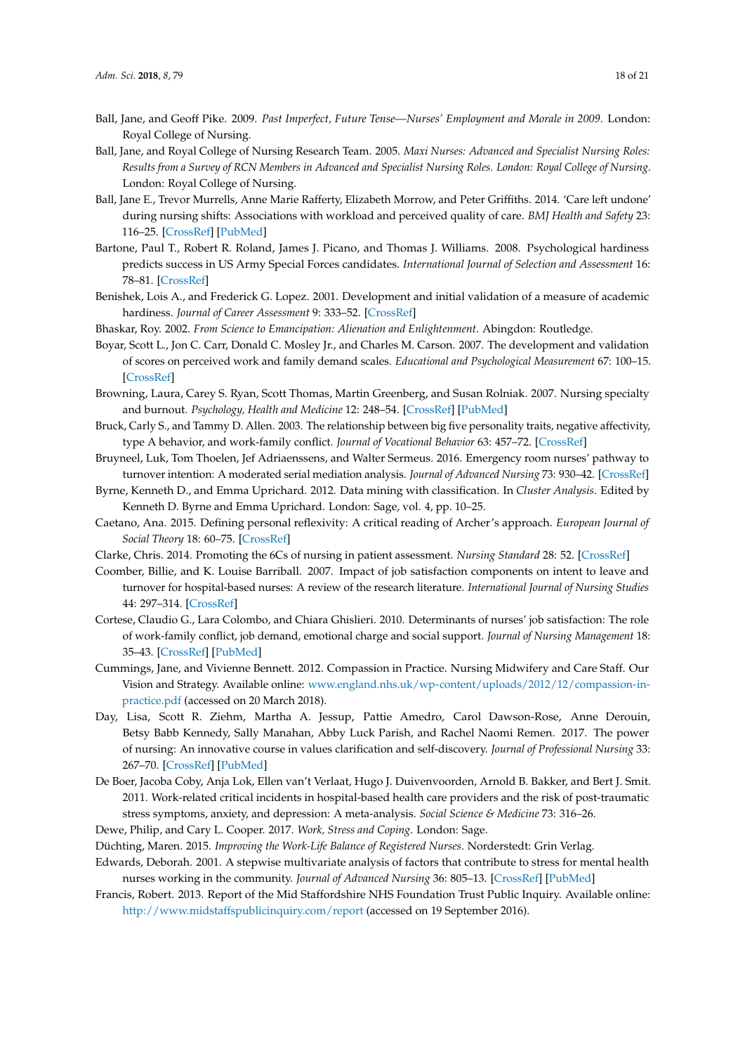Ball, Jane, and Geoff Pike. 2009. *Past Imperfect, Future Tense—Nurses' Employment and Morale in 2009*. London: Royal College of Nursing.

Ball, Jane, and Royal College of Nursing Research Team. 2005. *Maxi Nurses: Advanced and Specialist Nursing Roles: Results from a Survey of RCN Members in Advanced and Specialist Nursing Roles. London: Royal College of Nursing*. London: Royal College of Nursing.

Ball, Jane E., Trevor Murrells, Anne Marie Rafferty, Elizabeth Morrow, and Peter Griffiths. 2014. 'Care left undone' during nursing shifts: Associations with workload and perceived quality of care. *BMJ Health and Safety* 23: 116–25. [CrossRef] [PubMed]

Bartone, Paul T., Robert R. Roland, James J. Picano, and Thomas J. Williams. 2008. Psychological hardiness predicts success in US Army Special Forces candidates. *International Journal of Selection and Assessment* 16: 78–81. [CrossRef]

Benishek, Lois A., and Frederick G. Lopez. 2001. Development and initial validation of a measure of academic hardiness. *Journal of Career Assessment* 9: 333–52. [CrossRef]

Bhaskar, Roy. 2002. *From Science to Emancipation: Alienation and Enlightenment*. Abingdon: Routledge.

Boyar, Scott L., Jon C. Carr, Donald C. Mosley Jr., and Charles M. Carson. 2007. The development and validation of scores on perceived work and family demand scales. *Educational and Psychological Measurement* 67: 100–15. [CrossRef]

Browning, Laura, Carey S. Ryan, Scott Thomas, Martin Greenberg, and Susan Rolniak. 2007. Nursing specialty and burnout. *Psychology, Health and Medicine* 12: 248–54. [CrossRef] [PubMed]

Bruck, Carly S., and Tammy D. Allen. 2003. The relationship between big five personality traits, negative affectivity, type A behavior, and work-family conflict. *Journal of Vocational Behavior* 63: 457–72. [CrossRef]

Bruyneel, Luk, Tom Thoelen, Jef Adriaenssens, and Walter Sermeus. 2016. Emergency room nurses' pathway to turnover intention: A moderated serial mediation analysis. *Journal of Advanced Nursing* 73: 930–42. [CrossRef]

Byrne, Kenneth D., and Emma Uprichard. 2012. Data mining with classification. In *Cluster Analysis*. Edited by Kenneth D. Byrne and Emma Uprichard. London: Sage, vol. 4, pp. 10–25.

Caetano, Ana. 2015. Defining personal reflexivity: A critical reading of Archer's approach. *European Journal of Social Theory* 18: 60–75. [CrossRef]

Clarke, Chris. 2014. Promoting the 6Cs of nursing in patient assessment. *Nursing Standard* 28: 52. [CrossRef]

Coomber, Billie, and K. Louise Barriball. 2007. Impact of job satisfaction components on intent to leave and turnover for hospital-based nurses: A review of the research literature. *International Journal of Nursing Studies* 44: 297–314. [CrossRef]

Cortese, Claudio G., Lara Colombo, and Chiara Ghislieri. 2010. Determinants of nurses' job satisfaction: The role of work-family conflict, job demand, emotional charge and social support. *Journal of Nursing Management* 18: 35–43. [CrossRef] [PubMed]

Cummings, Jane, and Vivienne Bennett. 2012. Compassion in Practice. Nursing Midwifery and Care Staff. Our Vision and Strategy. Available online: www.england.nhs.uk/wp-content/uploads/2012/12/compassion-in-practice.pdf (accessed on 20 March 2018).

Day, Lisa, Scott R. Ziehm, Martha A. Jessup, Pattie Amedro, Carol Dawson-Rose, Anne Derouin, Betsy Babb Kennedy, Sally Manahan, Abby Luck Parish, and Rachel Naomi Remen. 2017. The power of nursing: An innovative course in values clarification and self-discovery. *Journal of Professional Nursing* 33: 267–70. [CrossRef] [PubMed]

De Boer, Jacoba Coby, Anja Lok, Ellen van't Verlaat, Hugo J. Duivenvoorden, Arnold B. Bakker, and Bert J. Smit. 2011. Work-related critical incidents in hospital-based health care providers and the risk of post-traumatic stress symptoms, anxiety, and depression: A meta-analysis. *Social Science & Medicine* 73: 316–26.

Dewe, Philip, and Cary L. Cooper. 2017. *Work, Stress and Coping*. London: Sage.

Düchting, Maren. 2015. *Improving the Work-Life Balance of Registered Nurses*. Norderstedt: Grin Verlag.

Edwards, Deborah. 2001. A stepwise multivariate analysis of factors that contribute to stress for mental health nurses working in the community. *Journal of Advanced Nursing* 36: 805–13. [CrossRef] [PubMed]

Francis, Robert. 2013. Report of the Mid Staffordshire NHS Foundation Trust Public Inquiry. Available online: http://www.midstaffspublicinquiry.com/report (accessed on 19 September 2016).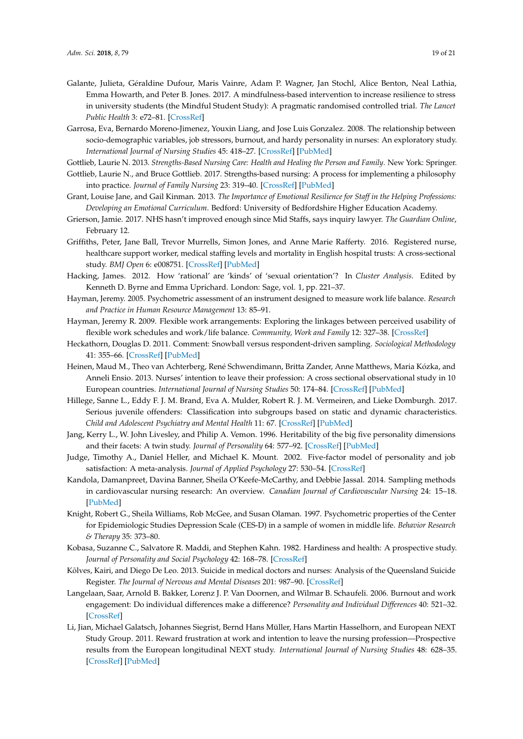Galante, Julieta, Géraldine Dufour, Maris Vainre, Adam P. Wagner, Jan Stochl, Alice Benton, Neal Lathia, Emma Howarth, and Peter B. Jones. 2017. A mindfulness-based intervention to increase resilience to stress in university students (the Mindful Student Study): A pragmatic randomised controlled trial. *The Lancet Public Health* 3: e72–81. [CrossRef]

Garrosa, Eva, Bernardo Moreno-Jimenez, Youxin Liang, and Jose Luis Gonzalez. 2008. The relationship between socio-demographic variables, job stressors, burnout, and hardy personality in nurses: An exploratory study. *International Journal of Nursing Studies* 45: 418–27. [CrossRef] [PubMed]

Gottlieb, Laurie N. 2013. *Strengths-Based Nursing Care: Health and Healing the Person and Family*. New York: Springer.

Gottlieb, Laurie N., and Bruce Gottlieb. 2017. Strengths-based nursing: A process for implementing a philosophy into practice. *Journal of Family Nursing* 23: 319–40. [CrossRef] [PubMed]

Grant, Louise Jane, and Gail Kinman. 2013. *The Importance of Emotional Resilience for Staff in the Helping Professions: Developing an Emotional Curriculum*. Bedford: University of Bedfordshire Higher Education Academy.

Grierson, Jamie. 2017. NHS hasn't improved enough since Mid Staffs, says inquiry lawyer. *The Guardian Online*, February 12.

Griffiths, Peter, Jane Ball, Trevor Murrells, Simon Jones, and Anne Marie Rafferty. 2016. Registered nurse, healthcare support worker, medical staffing levels and mortality in English hospital trusts: A cross-sectional study. *BMJ Open* 6: e008751. [CrossRef] [PubMed]

Hacking, James. 2012. How 'rational' are 'kinds' of 'sexual orientation'? In *Cluster Analysis*. Edited by Kenneth D. Byrne and Emma Uprichard. London: Sage, vol. 1, pp. 221–37.

Hayman, Jeremy. 2005. Psychometric assessment of an instrument designed to measure work life balance. *Research and Practice in Human Resource Management* 13: 85–91.

Hayman, Jeremy R. 2009. Flexible work arrangements: Exploring the linkages between perceived usability of flexible work schedules and work/life balance. *Community, Work and Family* 12: 327–38. [CrossRef]

Heckathorn, Douglas D. 2011. Comment: Snowball versus respondent-driven sampling. *Sociological Methodology* 41: 355–66. [CrossRef] [PubMed]

Heinen, Maud M., Theo van Achterberg, René Schwendimann, Britta Zander, Anne Matthews, Maria Kózka, and Anneli Ensio. 2013. Nurses' intention to leave their profession: A cross sectional observational study in 10 European countries. *International Journal of Nursing Studies* 50: 174–84. [CrossRef] [PubMed]

Hillege, Sanne L., Eddy F. J. M. Brand, Eva A. Mulder, Robert R. J. M. Vermeiren, and Lieke Domburgh. 2017. Serious juvenile offenders: Classification into subgroups based on static and dynamic characteristics. *Child and Adolescent Psychiatry and Mental Health* 11: 67. [CrossRef] [PubMed]

Jang, Kerry L., W. John Livesley, and Philip A. Vemon. 1996. Heritability of the big five personality dimensions and their facets: A twin study. *Journal of Personality* 64: 577–92. [CrossRef] [PubMed]

Judge, Timothy A., Daniel Heller, and Michael K. Mount. 2002. Five-factor model of personality and job satisfaction: A meta-analysis. *Journal of Applied Psychology* 27: 530–54. [CrossRef]

Kandola, Damanpreet, Davina Banner, Sheila O'Keefe-McCarthy, and Debbie Jassal. 2014. Sampling methods in cardiovascular nursing research: An overview. *Canadian Journal of Cardiovascular Nursing* 24: 15–18. [PubMed]

Knight, Robert G., Sheila Williams, Rob McGee, and Susan Olaman. 1997. Psychometric properties of the Center for Epidemiologic Studies Depression Scale (CES-D) in a sample of women in middle life. *Behavior Research & Therapy* 35: 373–80.

Kobasa, Suzanne C., Salvatore R. Maddi, and Stephen Kahn. 1982. Hardiness and health: A prospective study. *Journal of Personality and Social Psychology* 42: 168–78. [CrossRef]

Kõlves, Kairi, and Diego De Leo. 2013. Suicide in medical doctors and nurses: Analysis of the Queensland Suicide Register. *The Journal of Nervous and Mental Diseases* 201: 987–90. [CrossRef]

Langelaan, Saar, Arnold B. Bakker, Lorenz J. P. Van Doornen, and Wilmar B. Schaufeli. 2006. Burnout and work engagement: Do individual differences make a difference? *Personality and Individual Differences* 40: 521–32. [CrossRef]

Li, Jian, Michael Galatsch, Johannes Siegrist, Bernd Hans Müller, Hans Martin Hasselhorn, and European NEXT Study Group. 2011. Reward frustration at work and intention to leave the nursing profession—Prospective results from the European longitudinal NEXT study. *International Journal of Nursing Studies* 48: 628–35. [CrossRef] [PubMed]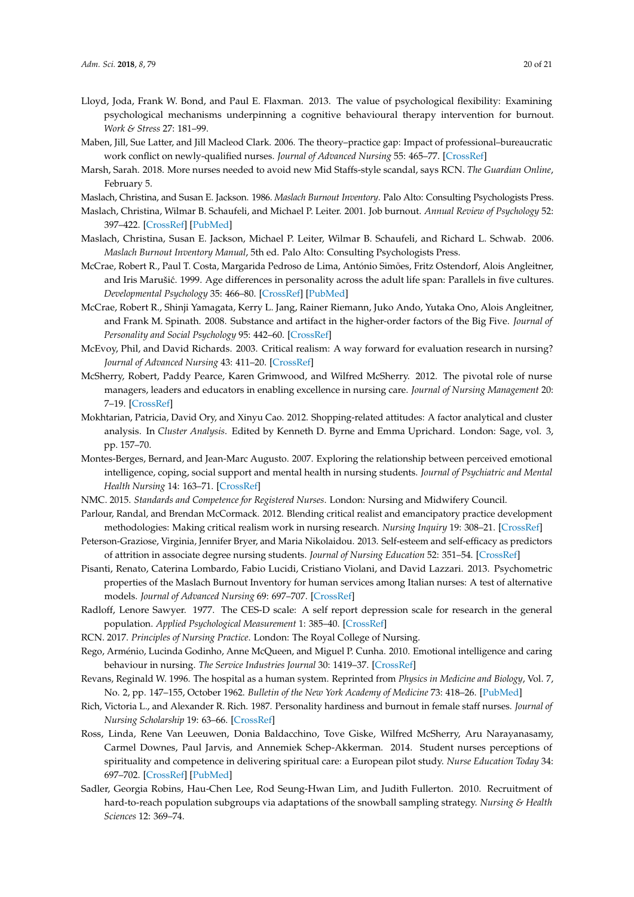Lloyd, Joda, Frank W. Bond, and Paul E. Flaxman. 2013. The value of psychological flexibility: Examining psychological mechanisms underpinning a cognitive behavioural therapy intervention for burnout. *Work & Stress* 27: 181–99.

Maben, Jill, Sue Latter, and Jill Macleod Clark. 2006. The theory–practice gap: Impact of professional–bureaucratic work conflict on newly-qualified nurses. *Journal of Advanced Nursing* 55: 465–77. [CrossRef]

Marsh, Sarah. 2018. More nurses needed to avoid new Mid Staffs-style scandal, says RCN. *The Guardian Online*, February 5.

Maslach, Christina, and Susan E. Jackson. 1986. *Maslach Burnout Inventory*. Palo Alto: Consulting Psychologists Press.

Maslach, Christina, Wilmar B. Schaufeli, and Michael P. Leiter. 2001. Job burnout. *Annual Review of Psychology* 52: 397–422. [CrossRef] [PubMed]

Maslach, Christina, Susan E. Jackson, Michael P. Leiter, Wilmar B. Schaufeli, and Richard L. Schwab. 2006. *Maslach Burnout Inventory Manual*, 5th ed. Palo Alto: Consulting Psychologists Press.

McCrae, Robert R., Paul T. Costa, Margarida Pedroso de Lima, António Simões, Fritz Ostendorf, Alois Angleitner, and Iris Marušić. 1999. Age differences in personality across the adult life span: Parallels in five cultures. *Developmental Psychology* 35: 466–80. [CrossRef] [PubMed]

McCrae, Robert R., Shinji Yamagata, Kerry L. Jang, Rainer Riemann, Juko Ando, Yutaka Ono, Alois Angleitner, and Frank M. Spinath. 2008. Substance and artifact in the higher-order factors of the Big Five. *Journal of Personality and Social Psychology* 95: 442–60. [CrossRef]

McEvoy, Phil, and David Richards. 2003. Critical realism: A way forward for evaluation research in nursing? *Journal of Advanced Nursing* 43: 411–20. [CrossRef]

McSherry, Robert, Paddy Pearce, Karen Grimwood, and Wilfred McSherry. 2012. The pivotal role of nurse managers, leaders and educators in enabling excellence in nursing care. *Journal of Nursing Management* 20: 7–19. [CrossRef]

Mokhtarian, Patricia, David Ory, and Xinyu Cao. 2012. Shopping-related attitudes: A factor analytical and cluster analysis. In *Cluster Analysis*. Edited by Kenneth D. Byrne and Emma Uprichard. London: Sage, vol. 3, pp. 157–70.

Montes-Berges, Bernard, and Jean-Marc Augusto. 2007. Exploring the relationship between perceived emotional intelligence, coping, social support and mental health in nursing students. *Journal of Psychiatric and Mental Health Nursing* 14: 163–71. [CrossRef]

NMC. 2015. *Standards and Competence for Registered Nurses*. London: Nursing and Midwifery Council.

Parlour, Randal, and Brendan McCormack. 2012. Blending critical realist and emancipatory practice development methodologies: Making critical realism work in nursing research. *Nursing Inquiry* 19: 308–21. [CrossRef]

Peterson-Graziose, Virginia, Jennifer Bryer, and Maria Nikolaidou. 2013. Self-esteem and self-efficacy as predictors of attrition in associate degree nursing students. *Journal of Nursing Education* 52: 351–54. [CrossRef]

Pisanti, Renato, Caterina Lombardo, Fabio Lucidi, Cristiano Violani, and David Lazzari. 2013. Psychometric properties of the Maslach Burnout Inventory for human services among Italian nurses: A test of alternative models. *Journal of Advanced Nursing* 69: 697–707. [CrossRef]

Radloff, Lenore Sawyer. 1977. The CES-D scale: A self report depression scale for research in the general population. *Applied Psychological Measurement* 1: 385–40. [CrossRef]

RCN. 2017. *Principles of Nursing Practice*. London: The Royal College of Nursing.

Rego, Arménio, Lucinda Godinho, Anne McQueen, and Miguel P. Cunha. 2010. Emotional intelligence and caring behaviour in nursing. *The Service Industries Journal* 30: 1419–37. [CrossRef]

Revans, Reginald W. 1996. The hospital as a human system. Reprinted from *Physics in Medicine and Biology*, Vol. 7, No. 2, pp. 147–155, October 1962. *Bulletin of the New York Academy of Medicine* 73: 418–26. [PubMed]

Rich, Victoria L., and Alexander R. Rich. 1987. Personality hardiness and burnout in female staff nurses. *Journal of Nursing Scholarship* 19: 63–66. [CrossRef]

Ross, Linda, Rene Van Leeuwen, Donia Baldacchino, Tove Giske, Wilfred McSherry, Aru Narayanasamy, Carmel Downes, Paul Jarvis, and Annemiek Schep-Akkerman. 2014. Student nurses perceptions of spirituality and competence in delivering spiritual care: a European pilot study. *Nurse Education Today* 34: 697–702. [CrossRef] [PubMed]

Sadler, Georgia Robins, Hau-Chen Lee, Rod Seung-Hwan Lim, and Judith Fullerton. 2010. Recruitment of hard-to-reach population subgroups via adaptations of the snowball sampling strategy. *Nursing & Health Sciences* 12: 369–74.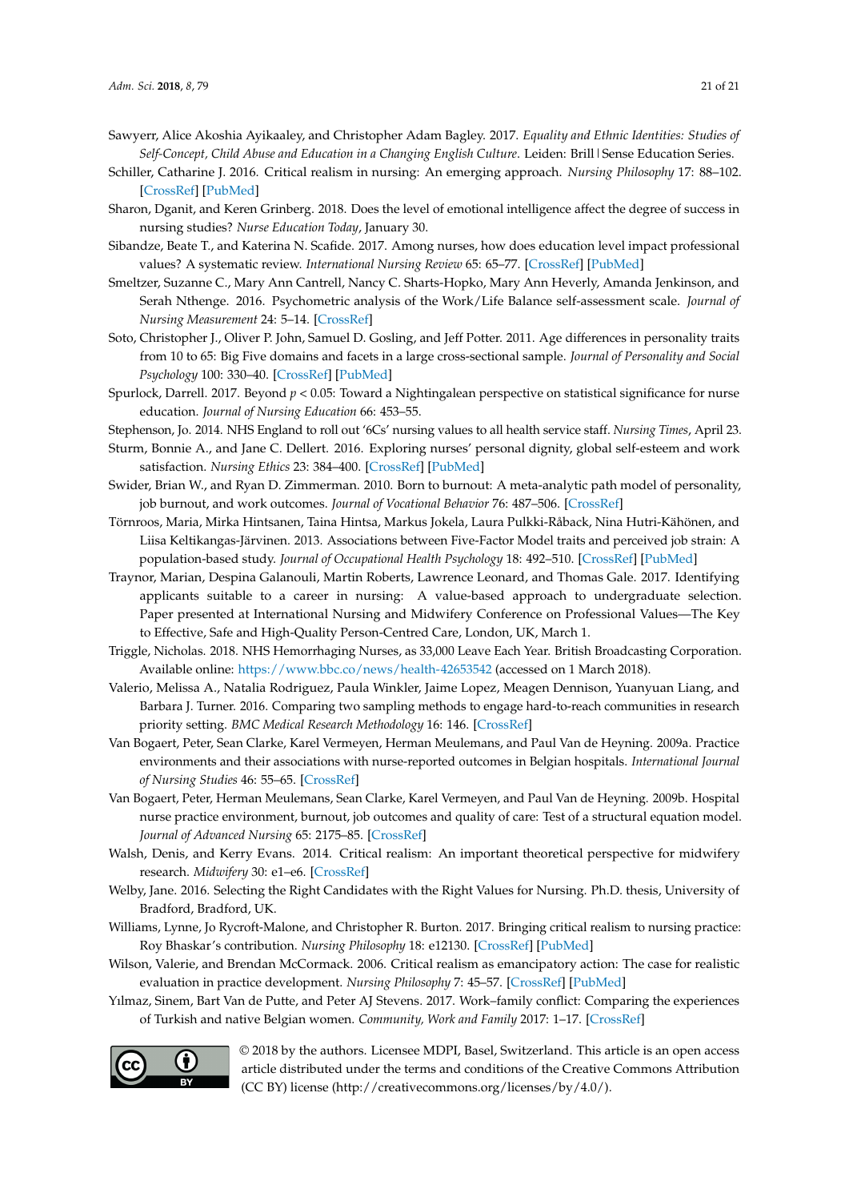Sawyerr, Alice Akoshia Ayikaaley, and Christopher Adam Bagley. 2017. *Equality and Ethnic Identities: Studies of Self-Concept, Child Abuse and Education in a Changing English Culture*. Leiden: Brill | Sense Education Series.

Schiller, Catharine J. 2016. Critical realism in nursing: An emerging approach. *Nursing Philosophy* 17: 88–102. [CrossRef] [PubMed]

Sharon, Dganit, and Keren Grinberg. 2018. Does the level of emotional intelligence affect the degree of success in nursing studies? *Nurse Education Today*, January 30.

Sibandze, Beate T., and Katerina N. Scafide. 2017. Among nurses, how does education level impact professional values? A systematic review. *International Nursing Review* 65: 65–77. [CrossRef] [PubMed]

Smeltzer, Suzanne C., Mary Ann Cantrell, Nancy C. Sharts-Hopko, Mary Ann Heverly, Amanda Jenkinson, and Serah Nthenge. 2016. Psychometric analysis of the Work/Life Balance self-assessment scale. *Journal of Nursing Measurement* 24: 5–14. [CrossRef]

Soto, Christopher J., Oliver P. John, Samuel D. Gosling, and Jeff Potter. 2011. Age differences in personality traits from 10 to 65: Big Five domains and facets in a large cross-sectional sample. *Journal of Personality and Social Psychology* 100: 330–40. [CrossRef] [PubMed]

Spurlock, Darrell. 2017. Beyond $p < 0.05$: Toward a Nightingalean perspective on statistical significance for nurse education. *Journal of Nursing Education* 66: 453–55.

Stephenson, Jo. 2014. NHS England to roll out '6Cs' nursing values to all health service staff. *Nursing Times*, April 23.

Sturm, Bonnie A., and Jane C. Dellert. 2016. Exploring nurses' personal dignity, global self-esteem and work satisfaction. *Nursing Ethics* 23: 384–400. [CrossRef] [PubMed]

Swider, Brian W., and Ryan D. Zimmerman. 2010. Born to burnout: A meta-analytic path model of personality, job burnout, and work outcomes. *Journal of Vocational Behavior* 76: 487–506. [CrossRef]

Törnroos, Maria, Mirka Hintsanen, Taina Hintsa, Markus Jokela, Laura Pulkki-Råback, Nina Hutri-Kähönen, and Liisa Keltikangas-Järvinen. 2013. Associations between Five-Factor Model traits and perceived job strain: A population-based study. *Journal of Occupational Health Psychology* 18: 492–510. [CrossRef] [PubMed]

Traynor, Marian, Despina Galanouli, Martin Roberts, Lawrence Leonard, and Thomas Gale. 2017. Identifying applicants suitable to a career in nursing: A value-based approach to undergraduate selection. Paper presented at International Nursing and Midwifery Conference on Professional Values—The Key to Effective, Safe and High-Quality Person-Centred Care, London, UK, March 1.

Triggle, Nicholas. 2018. NHS Hemorrhaging Nurses, as 33,000 Leave Each Year. British Broadcasting Corporation. Available online: https://www.bbc.co/news/health-42653542 (accessed on 1 March 2018).

Valerio, Melissa A., Natalia Rodriguez, Paula Winkler, Jaime Lopez, Meagen Dennison, Yuanyuan Liang, and Barbara J. Turner. 2016. Comparing two sampling methods to engage hard-to-reach communities in research priority setting. *BMC Medical Research Methodology* 16: 146. [CrossRef]

Van Bogaert, Peter, Sean Clarke, Karel Vermeyen, Herman Meulemans, and Paul Van de Heyning. 2009a. Practice environments and their associations with nurse-reported outcomes in Belgian hospitals. *International Journal of Nursing Studies* 46: 55–65. [CrossRef]

Van Bogaert, Peter, Herman Meulemans, Sean Clarke, Karel Vermeyen, and Paul Van de Heyning. 2009b. Hospital nurse practice environment, burnout, job outcomes and quality of care: Test of a structural equation model. *Journal of Advanced Nursing* 65: 2175–85. [CrossRef]

Walsh, Denis, and Kerry Evans. 2014. Critical realism: An important theoretical perspective for midwifery research. *Midwifery* 30: e1–e6. [CrossRef]

Welby, Jane. 2016. Selecting the Right Candidates with the Right Values for Nursing. Ph.D. thesis, University of Bradford, Bradford, UK.

Williams, Lynne, Jo Rycroft-Malone, and Christopher R. Burton. 2017. Bringing critical realism to nursing practice: Roy Bhaskar's contribution. *Nursing Philosophy* 18: e12130. [CrossRef] [PubMed]

Wilson, Valerie, and Brendan McCormack. 2006. Critical realism as emancipatory action: The case for realistic evaluation in practice development. *Nursing Philosophy* 7: 45–57. [CrossRef] [PubMed]

Yılmaz, Sinem, Bart Van de Putte, and Peter AJ Stevens. 2017. Work–family conflict: Comparing the experiences of Turkish and native Belgian women. *Community, Work and Family* 2017: 1–17. [CrossRef]

© 2018 by the authors. Licensee MDPI, Basel, Switzerland. This article is an open access article distributed under the terms and conditions of the Creative Commons Attribution (CC BY) license (http://creativecommons.org/licenses/by/4.0/).